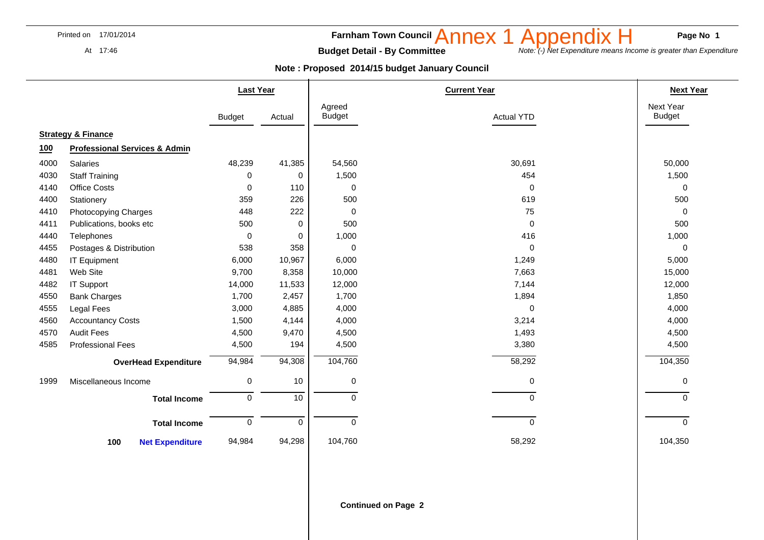Printed on 17/01/2014

At 17:46

**Farnham Town Council** Annex 1 Appendix H

**Budget Detail - By Committee**

*Note: (-) Net Expenditure means Income is greater than Expenditure*

**Note : Proposed 2014/15 budget January Council**

| | | Last Year | | Current Year | | Next Year |
|---|---|---|---|---|---|---|
| | | Budget | Actual | Agreed Budget | Actual YTD | Next Year Budget |
| **Strategy & Finance** | | | | | | |
| **100** | **Professional Services & Admin** | | | | | |
| 4000 | Salaries | 48,239 | 41,385 | 54,560 | 30,691 | 50,000 |
| 4030 | Staff Training | 0 | 0 | 1,500 | 454 | 1,500 |
| 4140 | Office Costs | 0 | 110 | 0 | 0 | 0 |
| 4400 | Stationery | 359 | 226 | 500 | 619 | 500 |
| 4410 | Photocopying Charges | 448 | 222 | 0 | 75 | 0 |
| 4411 | Publications, books etc | 500 | 0 | 500 | 0 | 500 |
| 4440 | Telephones | 0 | 0 | 1,000 | 416 | 1,000 |
| 4455 | Postages & Distribution | 538 | 358 | 0 | 0 | 0 |
| 4480 | IT Equipment | 6,000 | 10,967 | 6,000 | 1,249 | 5,000 |
| 4481 | Web Site | 9,700 | 8,358 | 10,000 | 7,663 | 15,000 |
| 4482 | IT Support | 14,000 | 11,533 | 12,000 | 7,144 | 12,000 |
| 4550 | Bank Charges | 1,700 | 2,457 | 1,700 | 1,894 | 1,850 |
| 4555 | Legal Fees | 3,000 | 4,885 | 4,000 | 0 | 4,000 |
| 4560 | Accountancy Costs | 1,500 | 4,144 | 4,000 | 3,214 | 4,000 |
| 4570 | Audit Fees | 4,500 | 9,470 | 4,500 | 1,493 | 4,500 |
| 4585 | Professional Fees | 4,500 | 194 | 4,500 | 3,380 | 4,500 |
| | **OverHead Expenditure** | 94,984 | 94,308 | 104,760 | 58,292 | 104,350 |
| 1999 | Miscellaneous Income | 0 | 10 | 0 | 0 | 0 |
| | **Total Income** | 0 | 10 | 0 | 0 | 0 |
| | **Total Income** | 0 | 0 | 0 | 0 | 0 |
| **100** | **Net Expenditure** | 94,984 | 94,298 | 104,760 | 58,292 | 104,350 |

**Continued on Page 2**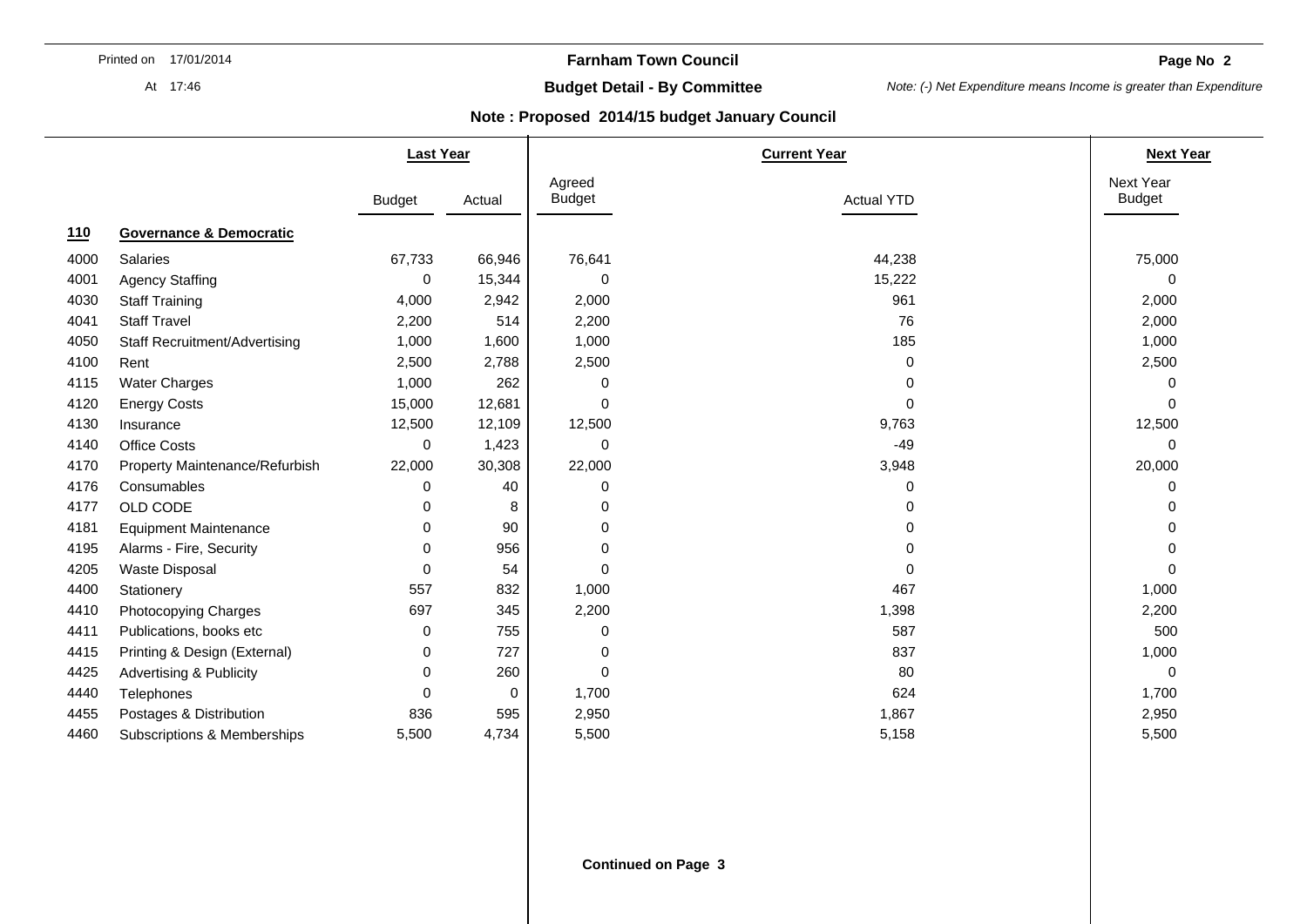**Farnham Town Council**

**Budget Detail - By Committee**

*Note: (-) Net Expenditure means Income is greater than Expenditure*

**Note : Proposed 2014/15 budget January Council**

| | | Last Year | | Current Year | | Next Year |
|---|---|---|---|---|---|---|
| | | Budget | Actual | Agreed Budget | Actual YTD | Next Year Budget |
| **110** | **Governance & Democratic** | | | | | |
| 4000 | Salaries | 67,733 | 66,946 | 76,641 | 44,238 | 75,000 |
| 4001 | Agency Staffing | 0 | 15,344 | 0 | 15,222 | 0 |
| 4030 | Staff Training | 4,000 | 2,942 | 2,000 | 961 | 2,000 |
| 4041 | Staff Travel | 2,200 | 514 | 2,200 | 76 | 2,000 |
| 4050 | Staff Recruitment/Advertising | 1,000 | 1,600 | 1,000 | 185 | 1,000 |
| 4100 | Rent | 2,500 | 2,788 | 2,500 | 0 | 2,500 |
| 4115 | Water Charges | 1,000 | 262 | 0 | 0 | 0 |
| 4120 | Energy Costs | 15,000 | 12,681 | 0 | 0 | 0 |
| 4130 | Insurance | 12,500 | 12,109 | 12,500 | 9,763 | 12,500 |
| 4140 | Office Costs | 0 | 1,423 | 0 | -49 | 0 |
| 4170 | Property Maintenance/Refurbish | 22,000 | 30,308 | 22,000 | 3,948 | 20,000 |
| 4176 | Consumables | 0 | 40 | 0 | 0 | 0 |
| 4177 | OLD CODE | 0 | 8 | 0 | 0 | 0 |
| 4181 | Equipment Maintenance | 0 | 90 | 0 | 0 | 0 |
| 4195 | Alarms - Fire, Security | 0 | 956 | 0 | 0 | 0 |
| 4205 | Waste Disposal | 0 | 54 | 0 | 0 | 0 |
| 4400 | Stationery | 557 | 832 | 1,000 | 467 | 1,000 |
| 4410 | Photocopying Charges | 697 | 345 | 2,200 | 1,398 | 2,200 |
| 4411 | Publications, books etc | 0 | 755 | 0 | 587 | 500 |
| 4415 | Printing & Design (External) | 0 | 727 | 0 | 837 | 1,000 |
| 4425 | Advertising & Publicity | 0 | 260 | 0 | 80 | 0 |
| 4440 | Telephones | 0 | 0 | 1,700 | 624 | 1,700 |
| 4455 | Postages & Distribution | 836 | 595 | 2,950 | 1,867 | 2,950 |
| 4460 | Subscriptions & Memberships | 5,500 | 4,734 | 5,500 | 5,158 | 5,500 |

**Continued on Page 3**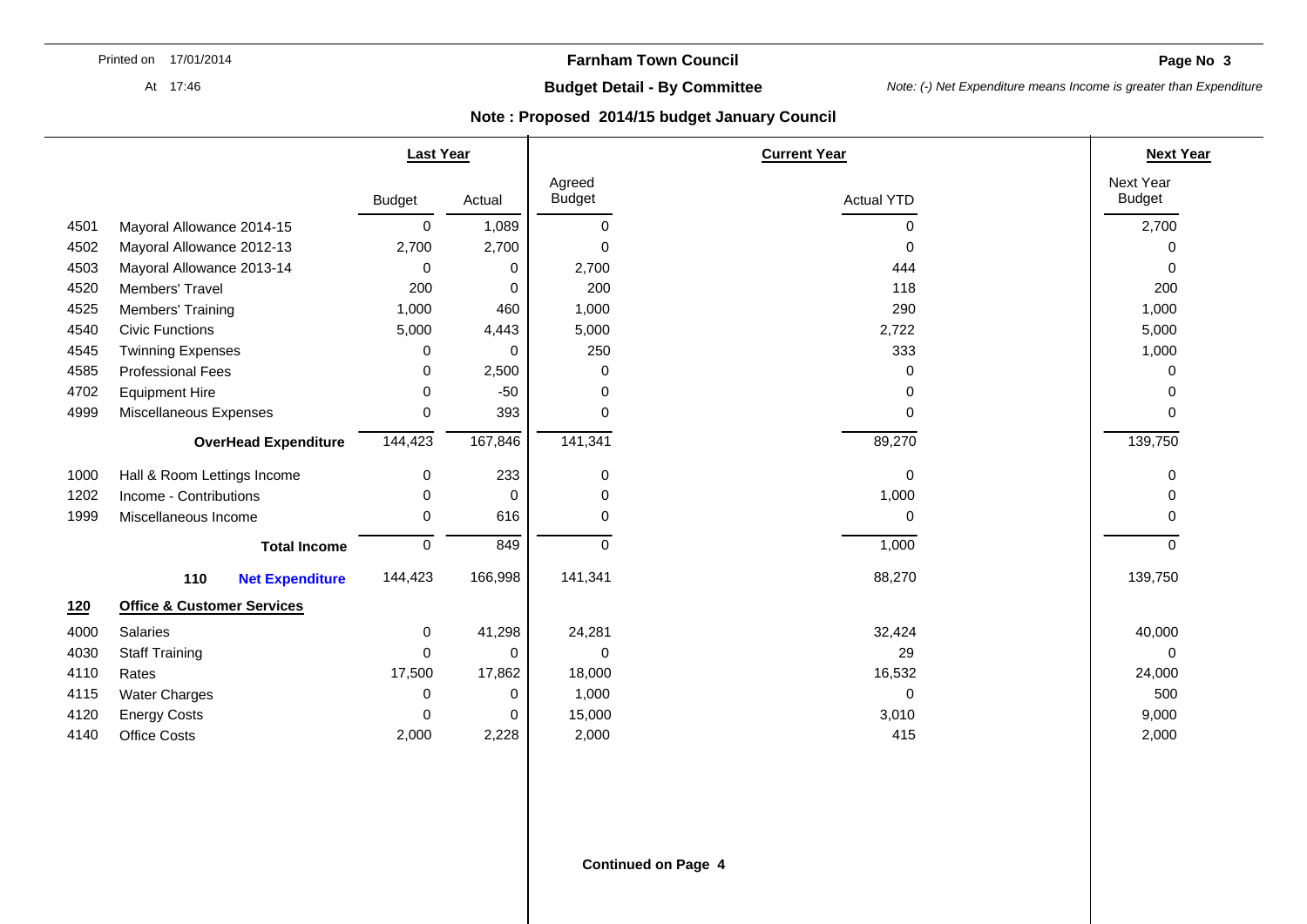**Farnham Town Council**

**Budget Detail - By Committee**

*Note: (-) Net Expenditure means Income is greater than Expenditure*

**Note : Proposed 2014/15 budget January Council**

| | | Last Year | | Current Year | | Next Year |
|---|---|---|---|---|---|---|
| | | Budget | Actual | Agreed Budget | Actual YTD | Next Year Budget |
| 4501 | Mayoral Allowance 2014-15 | 0 | 1,089 | 0 | 0 | 2,700 |
| 4502 | Mayoral Allowance 2012-13 | 2,700 | 2,700 | 0 | 0 | 0 |
| 4503 | Mayoral Allowance 2013-14 | 0 | 0 | 2,700 | 444 | 0 |
| 4520 | Members' Travel | 200 | 0 | 200 | 118 | 200 |
| 4525 | Members' Training | 1,000 | 460 | 1,000 | 290 | 1,000 |
| 4540 | Civic Functions | 5,000 | 4,443 | 5,000 | 2,722 | 5,000 |
| 4545 | Twinning Expenses | 0 | 0 | 250 | 333 | 1,000 |
| 4585 | Professional Fees | 0 | 2,500 | 0 | 0 | 0 |
| 4702 | Equipment Hire | 0 | -50 | 0 | 0 | 0 |
| 4999 | Miscellaneous Expenses | 0 | 393 | 0 | 0 | 0 |
| | **OverHead Expenditure** | 144,423 | 167,846 | 141,341 | 89,270 | 139,750 |
| 1000 | Hall & Room Lettings Income | 0 | 233 | 0 | 0 | 0 |
| 1202 | Income - Contributions | 0 | 0 | 0 | 1,000 | 0 |
| 1999 | Miscellaneous Income | 0 | 616 | 0 | 0 | 0 |
| | **Total Income** | 0 | 849 | 0 | 1,000 | 0 |
| | **110 Net Expenditure** | 144,423 | 166,998 | 141,341 | 88,270 | 139,750 |
| **120** | **Office & Customer Services** | | | | | |
| 4000 | Salaries | 0 | 41,298 | 24,281 | 32,424 | 40,000 |
| 4030 | Staff Training | 0 | 0 | 0 | 29 | 0 |
| 4110 | Rates | 17,500 | 17,862 | 18,000 | 16,532 | 24,000 |
| 4115 | Water Charges | 0 | 0 | 1,000 | 0 | 500 |
| 4120 | Energy Costs | 0 | 0 | 15,000 | 3,010 | 9,000 |
| 4140 | Office Costs | 2,000 | 2,228 | 2,000 | 415 | 2,000 |

**Continued on Page 4**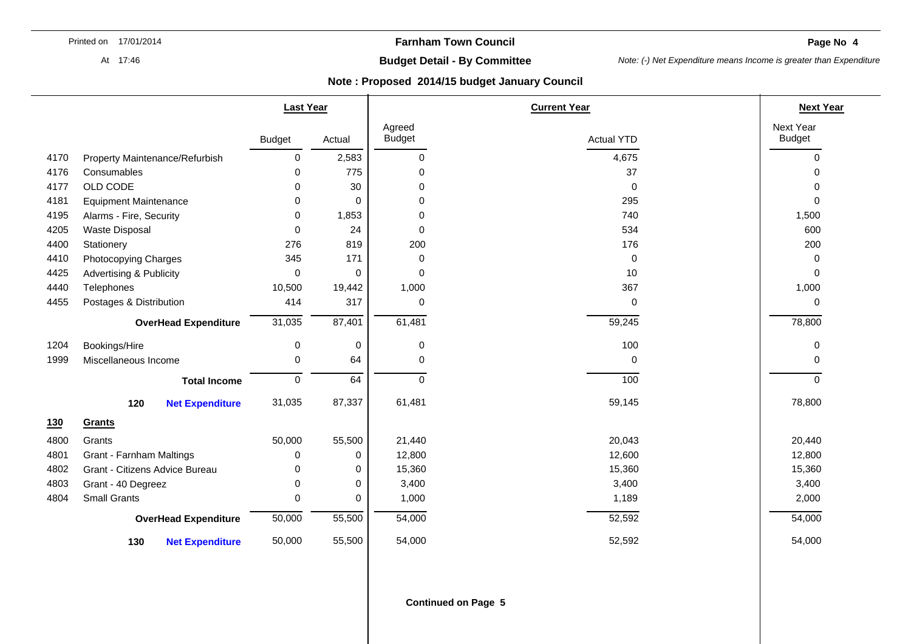## Farnham Town Council

### Budget Detail - By Committee

Printed on 17/01/2014

At 17:46

*Note: (-) Net Expenditure means Income is greater than Expenditure*

**Note : Proposed 2014/15 budget January Council**

| | | Last Year | | Current Year | | Next Year |
|---|---|---|---|---|---|---|
| | | Budget | Actual | Agreed Budget | Actual YTD | Next Year Budget |
| 4170 | Property Maintenance/Refurbish | 0 | 2,583 | 0 | 4,675 | 0 |
| 4176 | Consumables | 0 | 775 | 0 | 37 | 0 |
| 4177 | OLD CODE | 0 | 30 | 0 | 0 | 0 |
| 4181 | Equipment Maintenance | 0 | 0 | 0 | 295 | 0 |
| 4195 | Alarms - Fire, Security | 0 | 1,853 | 0 | 740 | 1,500 |
| 4205 | Waste Disposal | 0 | 24 | 0 | 534 | 600 |
| 4400 | Stationery | 276 | 819 | 200 | 176 | 200 |
| 4410 | Photocopying Charges | 345 | 171 | 0 | 0 | 0 |
| 4425 | Advertising & Publicity | 0 | 0 | 0 | 10 | 0 |
| 4440 | Telephones | 10,500 | 19,442 | 1,000 | 367 | 1,000 |
| 4455 | Postages & Distribution | 414 | 317 | 0 | 0 | 0 |
| | **OverHead Expenditure** | 31,035 | 87,401 | 61,481 | 59,245 | 78,800 |
| 1204 | Bookings/Hire | 0 | 0 | 0 | 100 | 0 |
| 1999 | Miscellaneous Income | 0 | 64 | 0 | 0 | 0 |
| | **Total Income** | 0 | 64 | 0 | 100 | 0 |
| | **120 Net Expenditure** | 31,035 | 87,337 | 61,481 | 59,145 | 78,800 |
| **130** | **Grants** | | | | | |
| 4800 | Grants | 50,000 | 55,500 | 21,440 | 20,043 | 20,440 |
| 4801 | Grant - Farnham Maltings | 0 | 0 | 12,800 | 12,600 | 12,800 |
| 4802 | Grant - Citizens Advice Bureau | 0 | 0 | 15,360 | 15,360 | 15,360 |
| 4803 | Grant - 40 Degreez | 0 | 0 | 3,400 | 3,400 | 3,400 |
| 4804 | Small Grants | 0 | 0 | 1,000 | 1,189 | 2,000 |
| | **OverHead Expenditure** | 50,000 | 55,500 | 54,000 | 52,592 | 54,000 |
| | **130 Net Expenditure** | 50,000 | 55,500 | 54,000 | 52,592 | 54,000 |

**Continued on Page 5**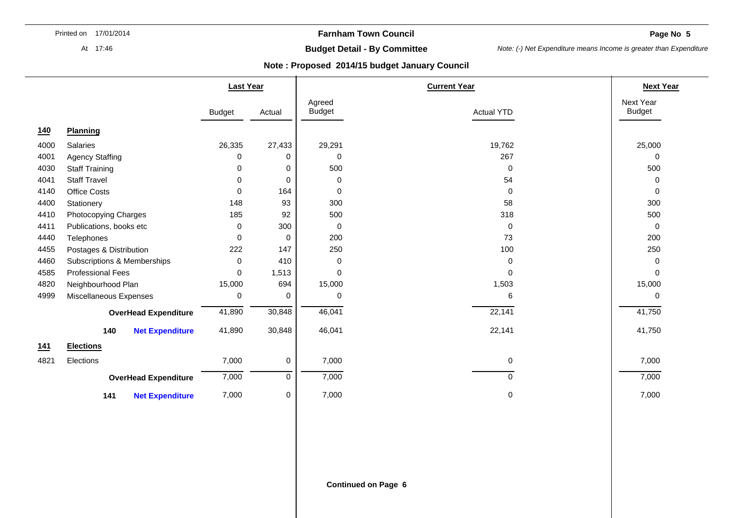# Farnham Town Council

## Budget Detail - By Committee

*Note: (-) Net Expenditure means Income is greater than Expenditure*

**Note : Proposed 2014/15 budget January Council**

| | | Last Year | | Current Year | | Next Year |
|---|---|---|---|---|---|---|
| | | Budget | Actual | Agreed Budget | Actual YTD | Next Year Budget |
| **140** | **Planning** | | | | | |
| 4000 | Salaries | 26,335 | 27,433 | 29,291 | 19,762 | 25,000 |
| 4001 | Agency Staffing | 0 | 0 | 0 | 267 | 0 |
| 4030 | Staff Training | 0 | 0 | 500 | 0 | 500 |
| 4041 | Staff Travel | 0 | 0 | 0 | 54 | 0 |
| 4140 | Office Costs | 0 | 164 | 0 | 0 | 0 |
| 4400 | Stationery | 148 | 93 | 300 | 58 | 300 |
| 4410 | Photocopying Charges | 185 | 92 | 500 | 318 | 500 |
| 4411 | Publications, books etc | 0 | 300 | 0 | 0 | 0 |
| 4440 | Telephones | 0 | 0 | 200 | 73 | 200 |
| 4455 | Postages & Distribution | 222 | 147 | 250 | 100 | 250 |
| 4460 | Subscriptions & Memberships | 0 | 410 | 0 | 0 | 0 |
| 4585 | Professional Fees | 0 | 1,513 | 0 | 0 | 0 |
| 4820 | Neighbourhood Plan | 15,000 | 694 | 15,000 | 1,503 | 15,000 |
| 4999 | Miscellaneous Expenses | 0 | 0 | 0 | 6 | 0 |
| | **OverHead Expenditure** | 41,890 | 30,848 | 46,041 | 22,141 | 41,750 |
| | **140 Net Expenditure** | 41,890 | 30,848 | 46,041 | 22,141 | 41,750 |
| **141** | **Elections** | | | | | |
| 4821 | Elections | 7,000 | 0 | 7,000 | 0 | 7,000 |
| | **OverHead Expenditure** | 7,000 | 0 | 7,000 | 0 | 7,000 |
| | **141 Net Expenditure** | 7,000 | 0 | 7,000 | 0 | 7,000 |

**Continued on Page 6**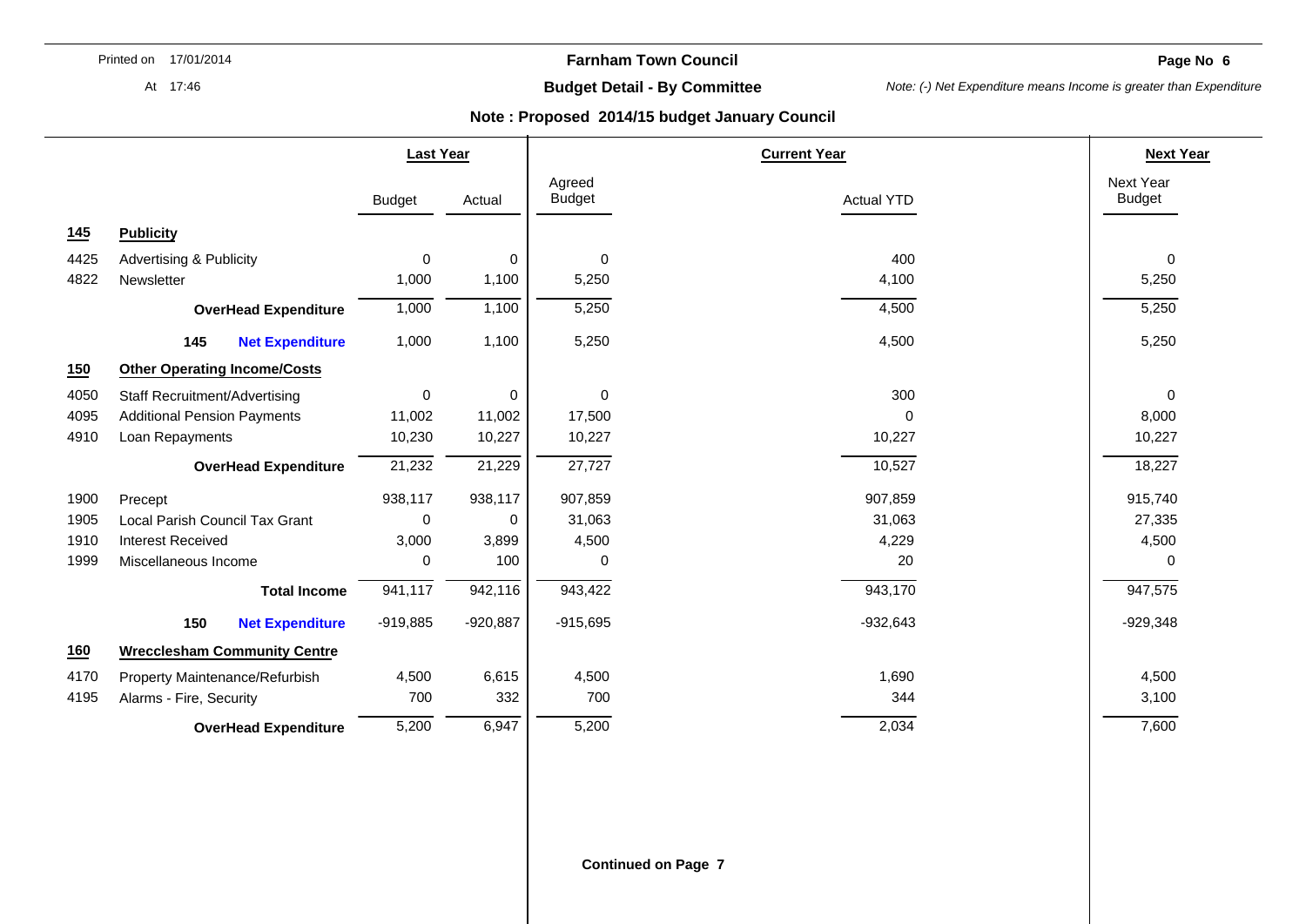# Farnham Town Council

## Budget Detail - By Committee

*Note: (-) Net Expenditure means Income is greater than Expenditure*

**Note : Proposed 2014/15 budget January Council**

| | | Last Year | | Current Year | | Next Year |
|---|---|---|---|---|---|---|
| | | Budget | Actual | Agreed Budget | Actual YTD | Next Year Budget |
| **145** | **Publicity** | | | | | |
| 4425 | Advertising & Publicity | 0 | 0 | 0 | 400 | 0 |
| 4822 | Newsletter | 1,000 | 1,100 | 5,250 | 4,100 | 5,250 |
| | **OverHead Expenditure** | 1,000 | 1,100 | 5,250 | 4,500 | 5,250 |
| | **145 Net Expenditure** | 1,000 | 1,100 | 5,250 | 4,500 | 5,250 |
| **150** | **Other Operating Income/Costs** | | | | | |
| 4050 | Staff Recruitment/Advertising | 0 | 0 | 0 | 300 | 0 |
| 4095 | Additional Pension Payments | 11,002 | 11,002 | 17,500 | 0 | 8,000 |
| 4910 | Loan Repayments | 10,230 | 10,227 | 10,227 | 10,227 | 10,227 |
| | **OverHead Expenditure** | 21,232 | 21,229 | 27,727 | 10,527 | 18,227 |
| 1900 | Precept | 938,117 | 938,117 | 907,859 | 907,859 | 915,740 |
| 1905 | Local Parish Council Tax Grant | 0 | 0 | 31,063 | 31,063 | 27,335 |
| 1910 | Interest Received | 3,000 | 3,899 | 4,500 | 4,229 | 4,500 |
| 1999 | Miscellaneous Income | 0 | 100 | 0 | 20 | 0 |
| | **Total Income** | 941,117 | 942,116 | 943,422 | 943,170 | 947,575 |
| | **150 Net Expenditure** | -919,885 | -920,887 | -915,695 | -932,643 | -929,348 |
| **160** | **Wrecclesham Community Centre** | | | | | |
| 4170 | Property Maintenance/Refurbish | 4,500 | 6,615 | 4,500 | 1,690 | 4,500 |
| 4195 | Alarms - Fire, Security | 700 | 332 | 700 | 344 | 3,100 |
| | **OverHead Expenditure** | 5,200 | 6,947 | 5,200 | 2,034 | 7,600 |

**Continued on Page 7**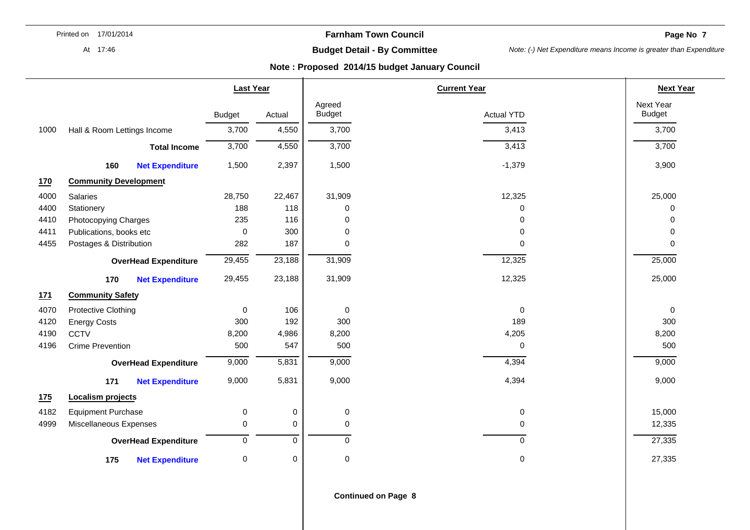# Farnham Town Council

## Budget Detail - By Committee

*Note: (-) Net Expenditure means Income is greater than Expenditure*

**Note : Proposed 2014/15 budget January Council**

| | | Last Year | | Current Year | | Next Year |
|---|---|---|---|---|---|---|
| | | Budget | Actual | Agreed Budget | Actual YTD | Next Year Budget |
| 1000 | Hall & Room Lettings Income | 3,700 | 4,550 | 3,700 | 3,413 | 3,700 |
| | **Total Income** | 3,700 | 4,550 | 3,700 | 3,413 | 3,700 |
| 160 | **Net Expenditure** | 1,500 | 2,397 | 1,500 | -1,379 | 3,900 |
| **170** | **Community Development** | | | | | |
| 4000 | Salaries | 28,750 | 22,467 | 31,909 | 12,325 | 25,000 |
| 4400 | Stationery | 188 | 118 | 0 | 0 | 0 |
| 4410 | Photocopying Charges | 235 | 116 | 0 | 0 | 0 |
| 4411 | Publications, books etc | 0 | 300 | 0 | 0 | 0 |
| 4455 | Postages & Distribution | 282 | 187 | 0 | 0 | 0 |
| | **OverHead Expenditure** | 29,455 | 23,188 | 31,909 | 12,325 | 25,000 |
| 170 | **Net Expenditure** | 29,455 | 23,188 | 31,909 | 12,325 | 25,000 |
| **171** | **Community Safety** | | | | | |
| 4070 | Protective Clothing | 0 | 106 | 0 | 0 | 0 |
| 4120 | Energy Costs | 300 | 192 | 300 | 189 | 300 |
| 4190 | CCTV | 8,200 | 4,986 | 8,200 | 4,205 | 8,200 |
| 4196 | Crime Prevention | 500 | 547 | 500 | 0 | 500 |
| | **OverHead Expenditure** | 9,000 | 5,831 | 9,000 | 4,394 | 9,000 |
| 171 | **Net Expenditure** | 9,000 | 5,831 | 9,000 | 4,394 | 9,000 |
| **175** | **Localism projects** | | | | | |
| 4182 | Equipment Purchase | 0 | 0 | 0 | 0 | 15,000 |
| 4999 | Miscellaneous Expenses | 0 | 0 | 0 | 0 | 12,335 |
| | **OverHead Expenditure** | 0 | 0 | 0 | 0 | 27,335 |
| 175 | **Net Expenditure** | 0 | 0 | 0 | 0 | 27,335 |

**Continued on Page 8**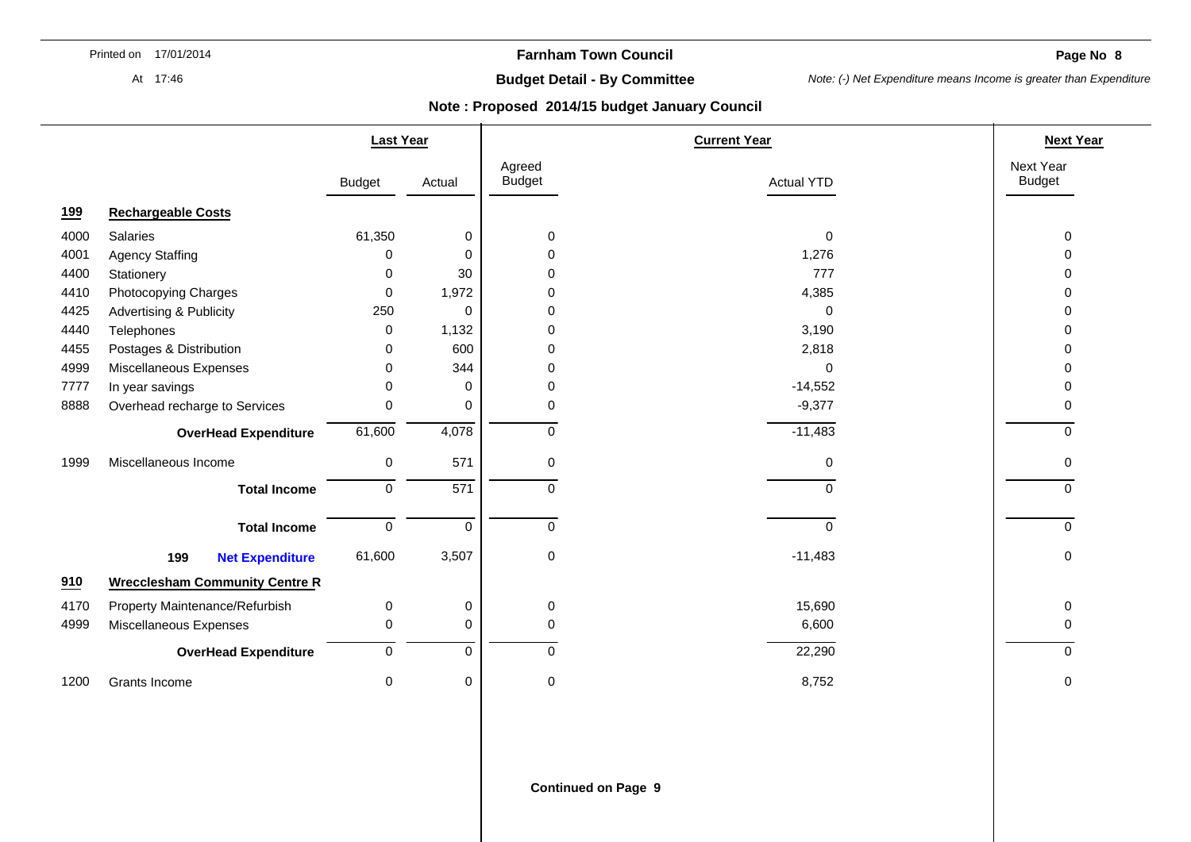# Farnham Town Council

## Budget Detail - By Committee

*Note: (-) Net Expenditure means Income is greater than Expenditure*

**Note : Proposed 2014/15 budget January Council**

| | | Last Year | | Current Year | | Next Year |
|---|---|---|---|---|---|---|
| | | Budget | Actual | Agreed Budget | Actual YTD | Next Year Budget |
| **199** | **Rechargeable Costs** | | | | | |
| 4000 | Salaries | 61,350 | 0 | 0 | 0 | 0 |
| 4001 | Agency Staffing | 0 | 0 | 0 | 1,276 | 0 |
| 4400 | Stationery | 0 | 30 | 0 | 777 | 0 |
| 4410 | Photocopying Charges | 0 | 1,972 | 0 | 4,385 | 0 |
| 4425 | Advertising & Publicity | 250 | 0 | 0 | 0 | 0 |
| 4440 | Telephones | 0 | 1,132 | 0 | 3,190 | 0 |
| 4455 | Postages & Distribution | 0 | 600 | 0 | 2,818 | 0 |
| 4999 | Miscellaneous Expenses | 0 | 344 | 0 | 0 | 0 |
| 7777 | In year savings | 0 | 0 | 0 | -14,552 | 0 |
| 8888 | Overhead recharge to Services | 0 | 0 | 0 | -9,377 | 0 |
| | **OverHead Expenditure** | 61,600 | 4,078 | 0 | -11,483 | 0 |
| 1999 | Miscellaneous Income | 0 | 571 | 0 | 0 | 0 |
| | **Total Income** | 0 | 571 | 0 | 0 | 0 |
| | **Total Income** | 0 | 0 | 0 | 0 | 0 |
| | **199 Net Expenditure** | 61,600 | 3,507 | 0 | -11,483 | 0 |
| **910** | **Wrecclesham Community Centre R** | | | | | |
| 4170 | Property Maintenance/Refurbish | 0 | 0 | 0 | 15,690 | 0 |
| 4999 | Miscellaneous Expenses | 0 | 0 | 0 | 6,600 | 0 |
| | **OverHead Expenditure** | 0 | 0 | 0 | 22,290 | 0 |
| 1200 | Grants Income | 0 | 0 | 0 | 8,752 | 0 |

**Continued on Page 9**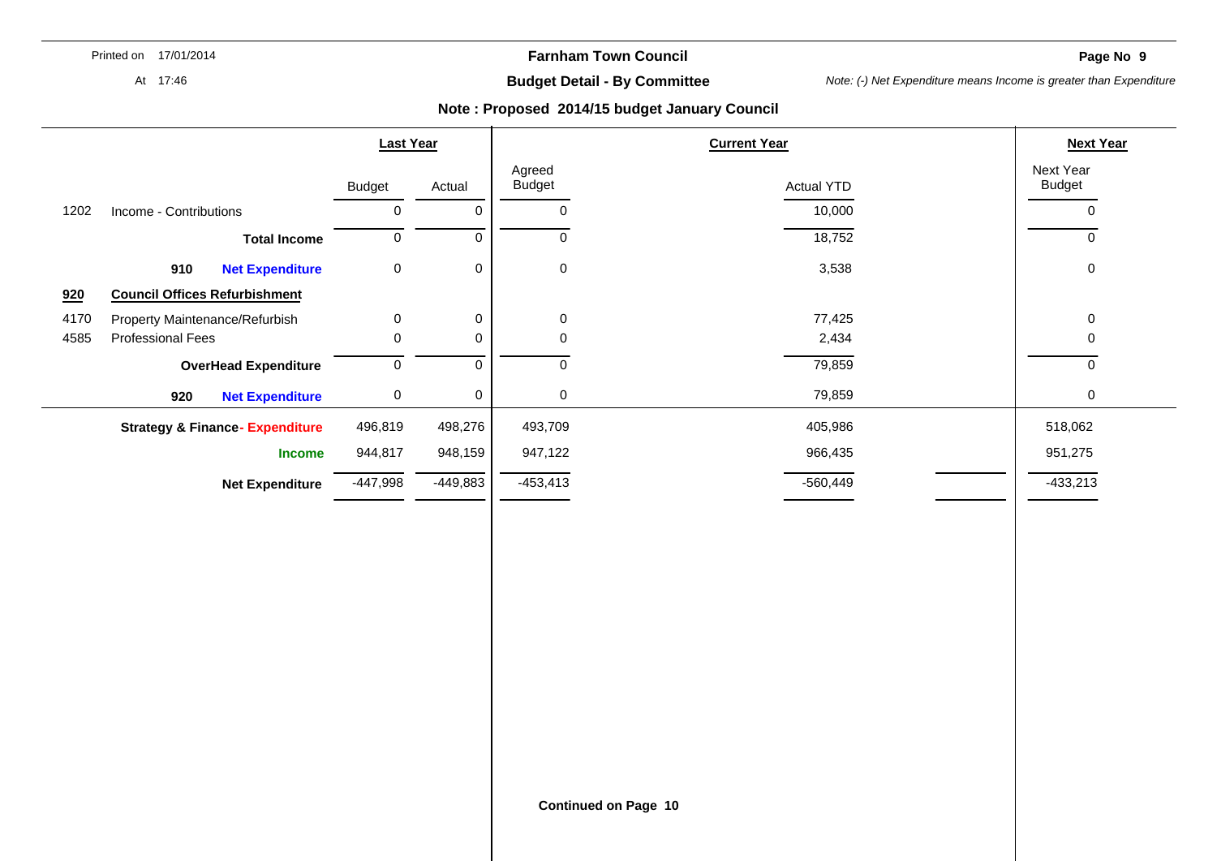**Farnham Town Council**

**Budget Detail - By Committee**

*Note: (-) Net Expenditure means Income is greater than Expenditure*

**Note : Proposed 2014/15 budget January Council**

| | | Last Year | | Current Year | | | Next Year |
|---|---|---|---|---|---|---|---|
| | | Budget | Actual | Agreed Budget | Actual YTD | | Next Year Budget |
| 1202 | Income - Contributions | 0 | 0 | 0 | 10,000 | | 0 |
| | **Total Income** | 0 | 0 | 0 | 18,752 | | 0 |
| **910** | **Net Expenditure** | 0 | 0 | 0 | 3,538 | | 0 |
| **920** | **Council Offices Refurbishment** | | | | | | |
| 4170 | Property Maintenance/Refurbish | 0 | 0 | 0 | 77,425 | | 0 |
| 4585 | Professional Fees | 0 | 0 | 0 | 2,434 | | 0 |
| | **OverHead Expenditure** | 0 | 0 | 0 | 79,859 | | 0 |
| **920** | **Net Expenditure** | 0 | 0 | 0 | 79,859 | | 0 |
| | **Strategy & Finance- Expenditure** | 496,819 | 498,276 | 493,709 | 405,986 | | 518,062 |
| | **Income** | 944,817 | 948,159 | 947,122 | 966,435 | | 951,275 |
| | **Net Expenditure** | -447,998 | -449,883 | -453,413 | -560,449 | | -433,213 |

**Continued on Page 10**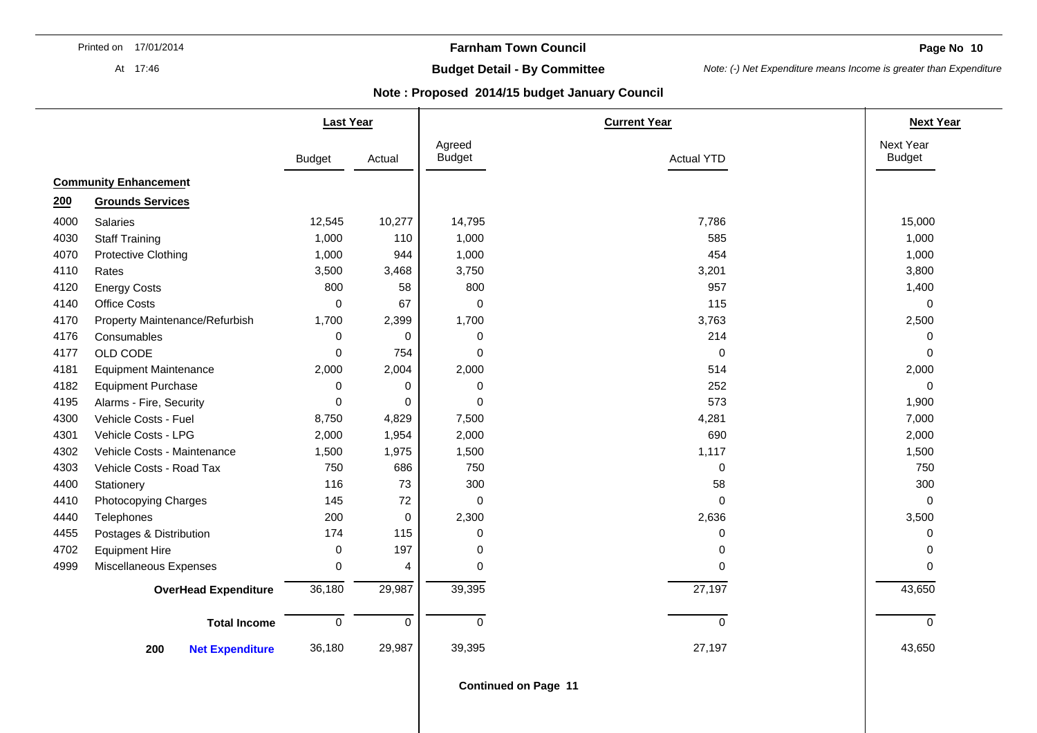**Farnham Town Council**

**Budget Detail - By Committee**

*Note: (-) Net Expenditure means Income is greater than Expenditure*

**Note : Proposed 2014/15 budget January Council**

| | | Last Year | | Current Year | | Next Year |
|---|---|---|---|---|---|---|
| | | Budget | Actual | Agreed Budget | Actual YTD | Next Year Budget |
| **Community Enhancement** | | | | | | |
| **200** | **Grounds Services** | | | | | |
| 4000 | Salaries | 12,545 | 10,277 | 14,795 | 7,786 | 15,000 |
| 4030 | Staff Training | 1,000 | 110 | 1,000 | 585 | 1,000 |
| 4070 | Protective Clothing | 1,000 | 944 | 1,000 | 454 | 1,000 |
| 4110 | Rates | 3,500 | 3,468 | 3,750 | 3,201 | 3,800 |
| 4120 | Energy Costs | 800 | 58 | 800 | 957 | 1,400 |
| 4140 | Office Costs | 0 | 67 | 0 | 115 | 0 |
| 4170 | Property Maintenance/Refurbish | 1,700 | 2,399 | 1,700 | 3,763 | 2,500 |
| 4176 | Consumables | 0 | 0 | 0 | 214 | 0 |
| 4177 | OLD CODE | 0 | 754 | 0 | 0 | 0 |
| 4181 | Equipment Maintenance | 2,000 | 2,004 | 2,000 | 514 | 2,000 |
| 4182 | Equipment Purchase | 0 | 0 | 0 | 252 | 0 |
| 4195 | Alarms - Fire, Security | 0 | 0 | 0 | 573 | 1,900 |
| 4300 | Vehicle Costs - Fuel | 8,750 | 4,829 | 7,500 | 4,281 | 7,000 |
| 4301 | Vehicle Costs - LPG | 2,000 | 1,954 | 2,000 | 690 | 2,000 |
| 4302 | Vehicle Costs - Maintenance | 1,500 | 1,975 | 1,500 | 1,117 | 1,500 |
| 4303 | Vehicle Costs - Road Tax | 750 | 686 | 750 | 0 | 750 |
| 4400 | Stationery | 116 | 73 | 300 | 58 | 300 |
| 4410 | Photocopying Charges | 145 | 72 | 0 | 0 | 0 |
| 4440 | Telephones | 200 | 0 | 2,300 | 2,636 | 3,500 |
| 4455 | Postages & Distribution | 174 | 115 | 0 | 0 | 0 |
| 4702 | Equipment Hire | 0 | 197 | 0 | 0 | 0 |
| 4999 | Miscellaneous Expenses | 0 | 4 | 0 | 0 | 0 |
| | **OverHead Expenditure** | 36,180 | 29,987 | 39,395 | 27,197 | 43,650 |
| | **Total Income** | 0 | 0 | 0 | 0 | 0 |
| 200 | **Net Expenditure** | 36,180 | 29,987 | 39,395 | 27,197 | 43,650 |

**Continued on Page 11**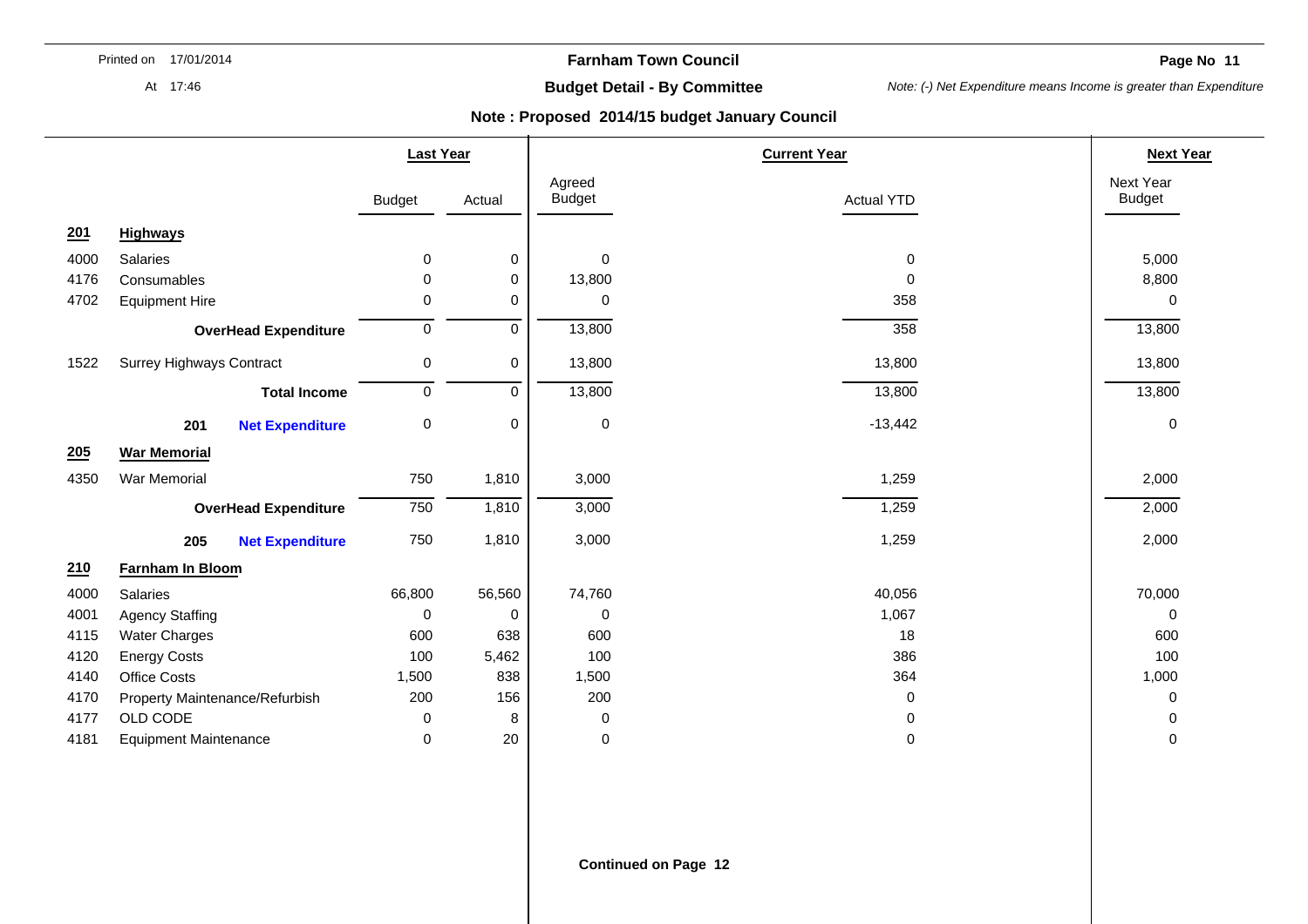**Farnham Town Council**

**Budget Detail - By Committee**

*Note: (-) Net Expenditure means Income is greater than Expenditure*

**Note : Proposed 2014/15 budget January Council**

| | | Last Year | | Current Year | | Next Year |
|---|---|---|---|---|---|---|
| | | Budget | Actual | Agreed Budget | Actual YTD | Next Year Budget |
| **201** | **Highways** | | | | | |
| 4000 | Salaries | 0 | 0 | 0 | 0 | 5,000 |
| 4176 | Consumables | 0 | 0 | 13,800 | 0 | 8,800 |
| 4702 | Equipment Hire | 0 | 0 | 0 | 358 | 0 |
| | **OverHead Expenditure** | 0 | 0 | 13,800 | 358 | 13,800 |
| 1522 | Surrey Highways Contract | 0 | 0 | 13,800 | 13,800 | 13,800 |
| | **Total Income** | 0 | 0 | 13,800 | 13,800 | 13,800 |
| | **201 Net Expenditure** | 0 | 0 | 0 | -13,442 | 0 |
| **205** | **War Memorial** | | | | | |
| 4350 | War Memorial | 750 | 1,810 | 3,000 | 1,259 | 2,000 |
| | **OverHead Expenditure** | 750 | 1,810 | 3,000 | 1,259 | 2,000 |
| | **205 Net Expenditure** | 750 | 1,810 | 3,000 | 1,259 | 2,000 |
| **210** | **Farnham In Bloom** | | | | | |
| 4000 | Salaries | 66,800 | 56,560 | 74,760 | 40,056 | 70,000 |
| 4001 | Agency Staffing | 0 | 0 | 0 | 1,067 | 0 |
| 4115 | Water Charges | 600 | 638 | 600 | 18 | 600 |
| 4120 | Energy Costs | 100 | 5,462 | 100 | 386 | 100 |
| 4140 | Office Costs | 1,500 | 838 | 1,500 | 364 | 1,000 |
| 4170 | Property Maintenance/Refurbish | 200 | 156 | 200 | 0 | 0 |
| 4177 | OLD CODE | 0 | 8 | 0 | 0 | 0 |
| 4181 | Equipment Maintenance | 0 | 20 | 0 | 0 | 0 |

**Continued on Page 12**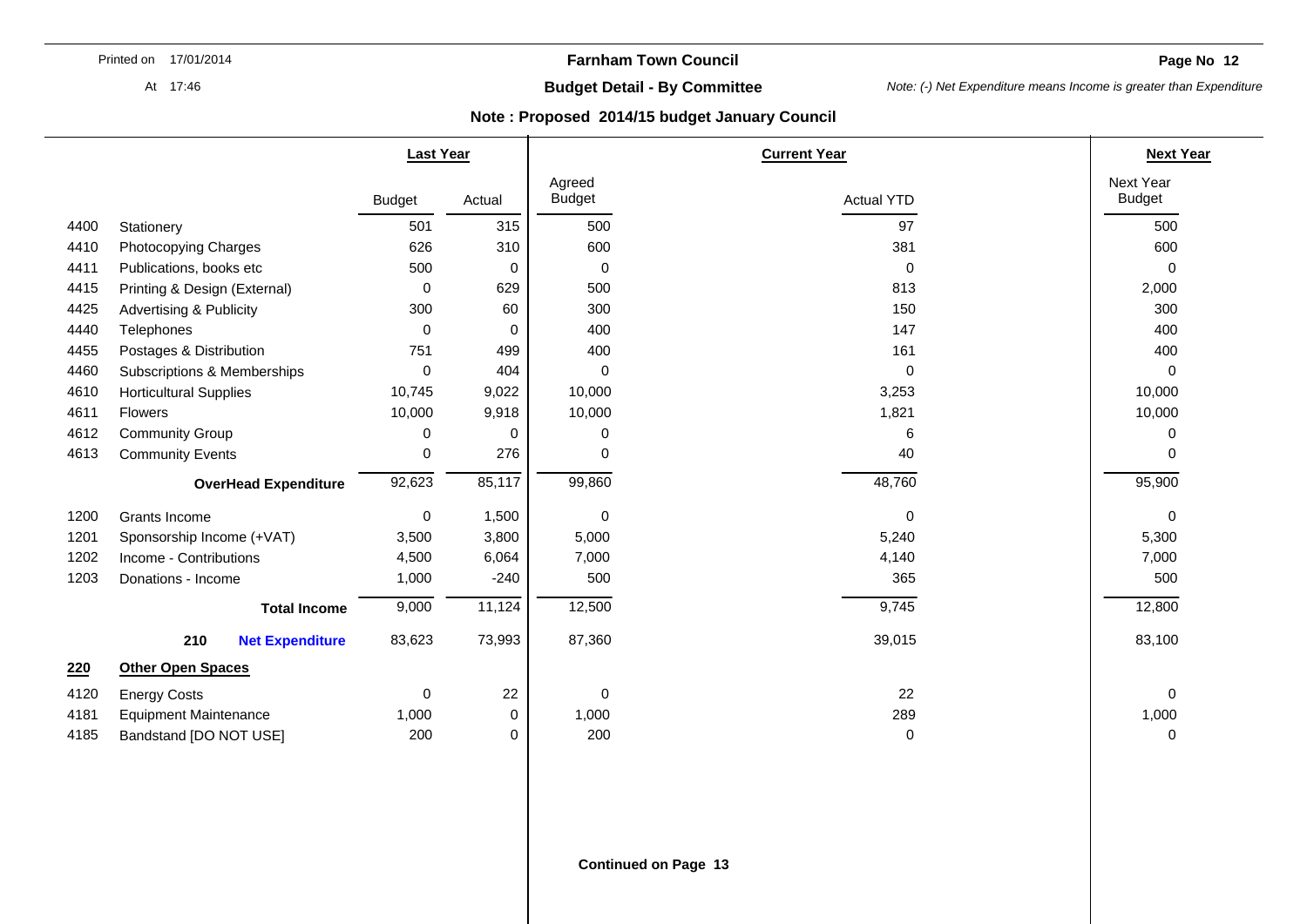**Farnham Town Council**

**Budget Detail - By Committee**

*Note: (-) Net Expenditure means Income is greater than Expenditure*

**Note : Proposed 2014/15 budget January Council**

| | | Last Year | | Current Year | | Next Year |
|---|---|---|---|---|---|---|
| | | Budget | Actual | Agreed Budget | Actual YTD | Next Year Budget |
| 4400 | Stationery | 501 | 315 | 500 | 97 | 500 |
| 4410 | Photocopying Charges | 626 | 310 | 600 | 381 | 600 |
| 4411 | Publications, books etc | 500 | 0 | 0 | 0 | 0 |
| 4415 | Printing & Design (External) | 0 | 629 | 500 | 813 | 2,000 |
| 4425 | Advertising & Publicity | 300 | 60 | 300 | 150 | 300 |
| 4440 | Telephones | 0 | 0 | 400 | 147 | 400 |
| 4455 | Postages & Distribution | 751 | 499 | 400 | 161 | 400 |
| 4460 | Subscriptions & Memberships | 0 | 404 | 0 | 0 | 0 |
| 4610 | Horticultural Supplies | 10,745 | 9,022 | 10,000 | 3,253 | 10,000 |
| 4611 | Flowers | 10,000 | 9,918 | 10,000 | 1,821 | 10,000 |
| 4612 | Community Group | 0 | 0 | 0 | 6 | 0 |
| 4613 | Community Events | 0 | 276 | 0 | 40 | 0 |
| | **OverHead Expenditure** | 92,623 | 85,117 | 99,860 | 48,760 | 95,900 |
| 1200 | Grants Income | 0 | 1,500 | 0 | 0 | 0 |
| 1201 | Sponsorship Income (+VAT) | 3,500 | 3,800 | 5,000 | 5,240 | 5,300 |
| 1202 | Income - Contributions | 4,500 | 6,064 | 7,000 | 4,140 | 7,000 |
| 1203 | Donations - Income | 1,000 | -240 | 500 | 365 | 500 |
| | **Total Income** | 9,000 | 11,124 | 12,500 | 9,745 | 12,800 |
| | **210 Net Expenditure** | 83,623 | 73,993 | 87,360 | 39,015 | 83,100 |
| **220** | **Other Open Spaces** | | | | | |
| 4120 | Energy Costs | 0 | 22 | 0 | 22 | 0 |
| 4181 | Equipment Maintenance | 1,000 | 0 | 1,000 | 289 | 1,000 |
| 4185 | Bandstand [DO NOT USE] | 200 | 0 | 200 | 0 | 0 |

**Continued on Page 13**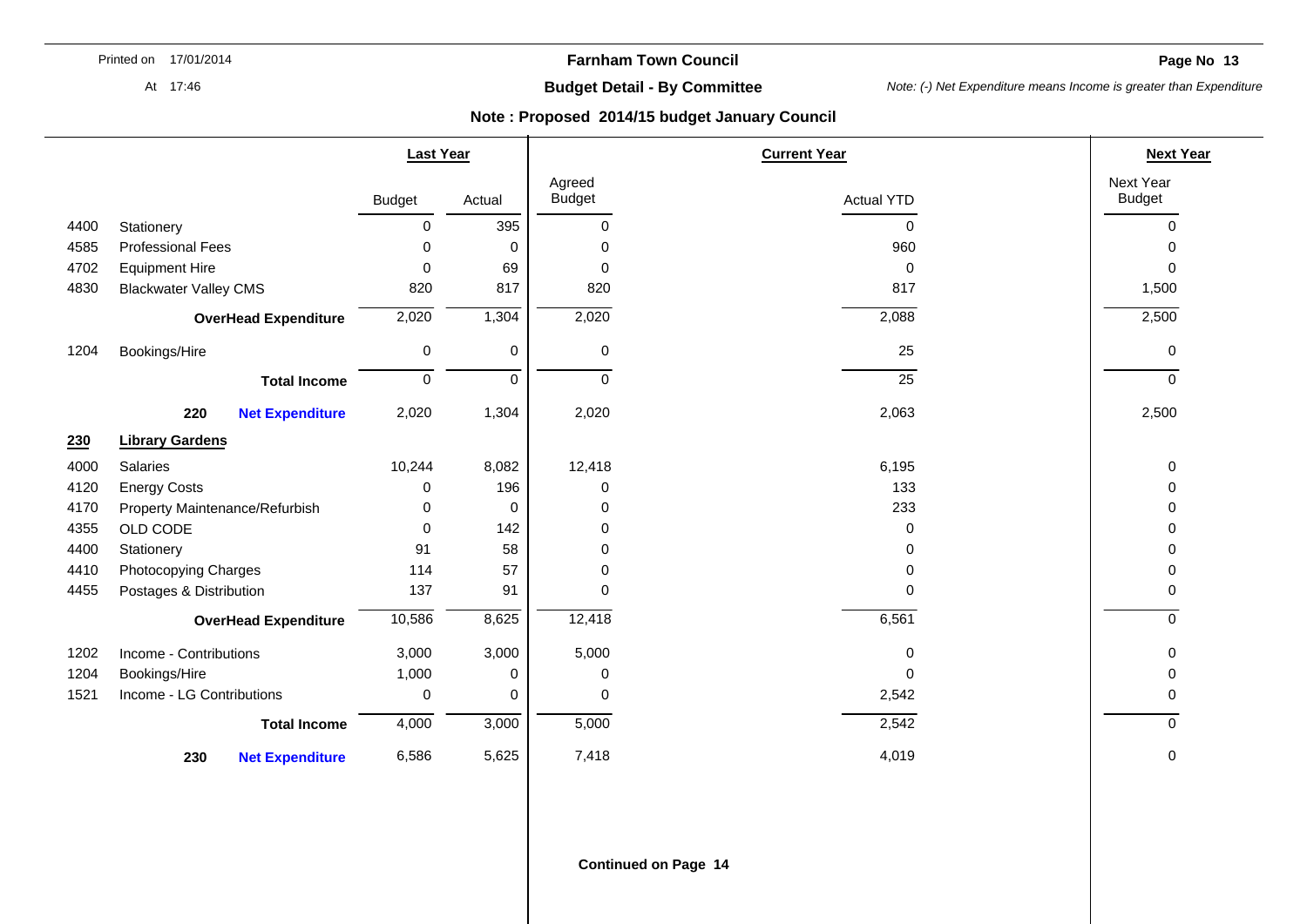**Farnham Town Council**

**Budget Detail - By Committee**

*Note: (-) Net Expenditure means Income is greater than Expenditure*

**Note : Proposed 2014/15 budget January Council**

| | | Last Year | | Current Year | | Next Year |
|---|---|---|---|---|---|---|
| | | Budget | Actual | Agreed Budget | Actual YTD | Next Year Budget |
| 4400 | Stationery | 0 | 395 | 0 | 0 | 0 |
| 4585 | Professional Fees | 0 | 0 | 0 | 960 | 0 |
| 4702 | Equipment Hire | 0 | 69 | 0 | 0 | 0 |
| 4830 | Blackwater Valley CMS | 820 | 817 | 820 | 817 | 1,500 |
| | **OverHead Expenditure** | 2,020 | 1,304 | 2,020 | 2,088 | 2,500 |
| 1204 | Bookings/Hire | 0 | 0 | 0 | 25 | 0 |
| | **Total Income** | 0 | 0 | 0 | 25 | 0 |
| 220 | **Net Expenditure** | 2,020 | 1,304 | 2,020 | 2,063 | 2,500 |
| **230** | **Library Gardens** | | | | | |
| 4000 | Salaries | 10,244 | 8,082 | 12,418 | 6,195 | 0 |
| 4120 | Energy Costs | 0 | 196 | 0 | 133 | 0 |
| 4170 | Property Maintenance/Refurbish | 0 | 0 | 0 | 233 | 0 |
| 4355 | OLD CODE | 0 | 142 | 0 | 0 | 0 |
| 4400 | Stationery | 91 | 58 | 0 | 0 | 0 |
| 4410 | Photocopying Charges | 114 | 57 | 0 | 0 | 0 |
| 4455 | Postages & Distribution | 137 | 91 | 0 | 0 | 0 |
| | **OverHead Expenditure** | 10,586 | 8,625 | 12,418 | 6,561 | 0 |
| 1202 | Income - Contributions | 3,000 | 3,000 | 5,000 | 0 | 0 |
| 1204 | Bookings/Hire | 1,000 | 0 | 0 | 0 | 0 |
| 1521 | Income - LG Contributions | 0 | 0 | 0 | 2,542 | 0 |
| | **Total Income** | 4,000 | 3,000 | 5,000 | 2,542 | 0 |
| 230 | **Net Expenditure** | 6,586 | 5,625 | 7,418 | 4,019 | 0 |

**Continued on Page 14**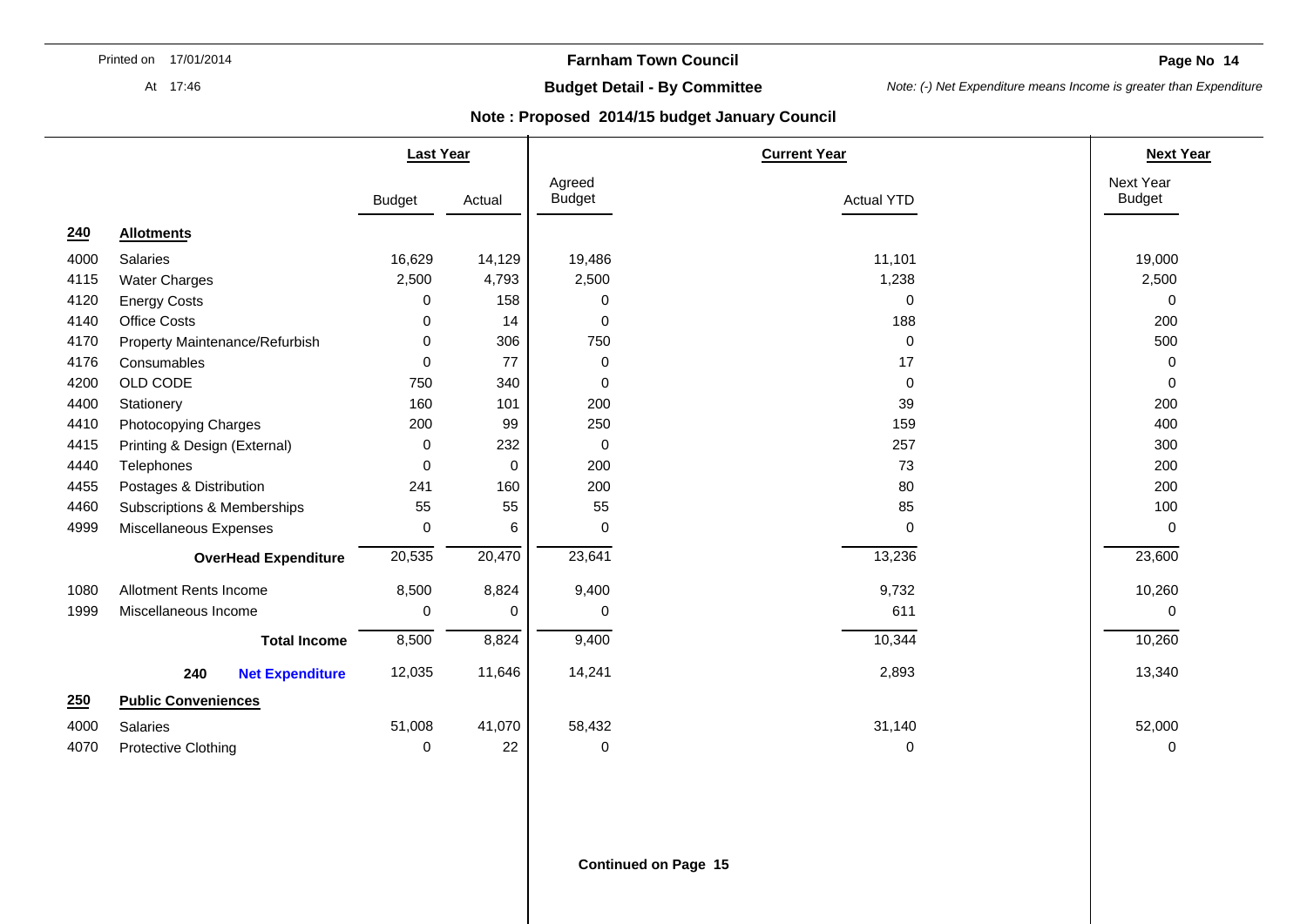# Farnham Town Council

## Budget Detail - By Committee

*Note: (-) Net Expenditure means Income is greater than Expenditure*

### Note : Proposed 2014/15 budget January Council

| | | Last Year | | Current Year | | Next Year |
|---|---|---|---|---|---|---|
| | | Budget | Actual | Agreed Budget | Actual YTD | Next Year Budget |
| **240** | **Allotments** | | | | | |
| 4000 | Salaries | 16,629 | 14,129 | 19,486 | 11,101 | 19,000 |
| 4115 | Water Charges | 2,500 | 4,793 | 2,500 | 1,238 | 2,500 |
| 4120 | Energy Costs | 0 | 158 | 0 | 0 | 0 |
| 4140 | Office Costs | 0 | 14 | 0 | 188 | 200 |
| 4170 | Property Maintenance/Refurbish | 0 | 306 | 750 | 0 | 500 |
| 4176 | Consumables | 0 | 77 | 0 | 17 | 0 |
| 4200 | OLD CODE | 750 | 340 | 0 | 0 | 0 |
| 4400 | Stationery | 160 | 101 | 200 | 39 | 200 |
| 4410 | Photocopying Charges | 200 | 99 | 250 | 159 | 400 |
| 4415 | Printing & Design (External) | 0 | 232 | 0 | 257 | 300 |
| 4440 | Telephones | 0 | 0 | 200 | 73 | 200 |
| 4455 | Postages & Distribution | 241 | 160 | 200 | 80 | 200 |
| 4460 | Subscriptions & Memberships | 55 | 55 | 55 | 85 | 100 |
| 4999 | Miscellaneous Expenses | 0 | 6 | 0 | 0 | 0 |
| | **OverHead Expenditure** | 20,535 | 20,470 | 23,641 | 13,236 | 23,600 |
| 1080 | Allotment Rents Income | 8,500 | 8,824 | 9,400 | 9,732 | 10,260 |
| 1999 | Miscellaneous Income | 0 | 0 | 0 | 611 | 0 |
| | **Total Income** | 8,500 | 8,824 | 9,400 | 10,344 | 10,260 |
| | **240 Net Expenditure** | 12,035 | 11,646 | 14,241 | 2,893 | 13,340 |
| **250** | **Public Conveniences** | | | | | |
| 4000 | Salaries | 51,008 | 41,070 | 58,432 | 31,140 | 52,000 |
| 4070 | Protective Clothing | 0 | 22 | 0 | 0 | 0 |

**Continued on Page 15**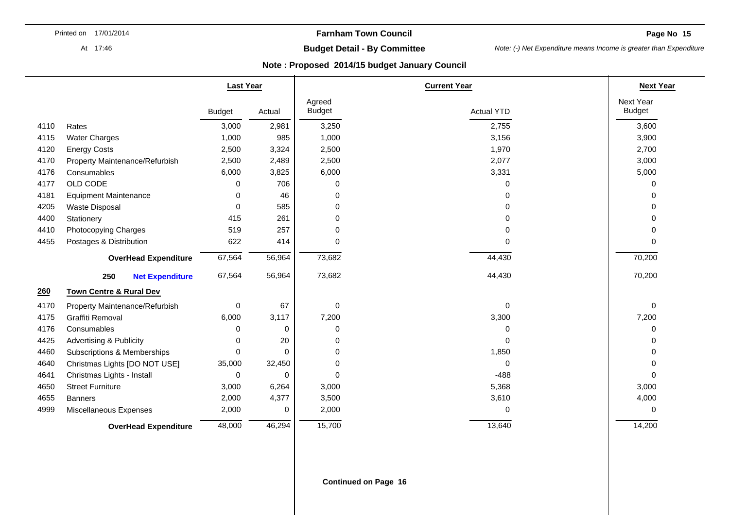# Farnham Town Council

**Budget Detail - By Committee**

*Note: (-) Net Expenditure means Income is greater than Expenditure*

**Note : Proposed 2014/15 budget January Council**

| | | Last Year | | Current Year | | Next Year |
|---|---|---|---|---|---|---|
| | | Budget | Actual | Agreed Budget | Actual YTD | Next Year Budget |
| 4110 | Rates | 3,000 | 2,981 | 3,250 | 2,755 | 3,600 |
| 4115 | Water Charges | 1,000 | 985 | 1,000 | 3,156 | 3,900 |
| 4120 | Energy Costs | 2,500 | 3,324 | 2,500 | 1,970 | 2,700 |
| 4170 | Property Maintenance/Refurbish | 2,500 | 2,489 | 2,500 | 2,077 | 3,000 |
| 4176 | Consumables | 6,000 | 3,825 | 6,000 | 3,331 | 5,000 |
| 4177 | OLD CODE | 0 | 706 | 0 | 0 | 0 |
| 4181 | Equipment Maintenance | 0 | 46 | 0 | 0 | 0 |
| 4205 | Waste Disposal | 0 | 585 | 0 | 0 | 0 |
| 4400 | Stationery | 415 | 261 | 0 | 0 | 0 |
| 4410 | Photocopying Charges | 519 | 257 | 0 | 0 | 0 |
| 4455 | Postages & Distribution | 622 | 414 | 0 | 0 | 0 |
| | **OverHead Expenditure** | 67,564 | 56,964 | 73,682 | 44,430 | 70,200 |
| | **250 Net Expenditure** | 67,564 | 56,964 | 73,682 | 44,430 | 70,200 |
| **260** | **Town Centre & Rural Dev** | | | | | |
| 4170 | Property Maintenance/Refurbish | 0 | 67 | 0 | 0 | 0 |
| 4175 | Graffiti Removal | 6,000 | 3,117 | 7,200 | 3,300 | 7,200 |
| 4176 | Consumables | 0 | 0 | 0 | 0 | 0 |
| 4425 | Advertising & Publicity | 0 | 20 | 0 | 0 | 0 |
| 4460 | Subscriptions & Memberships | 0 | 0 | 0 | 1,850 | 0 |
| 4640 | Christmas Lights [DO NOT USE] | 35,000 | 32,450 | 0 | 0 | 0 |
| 4641 | Christmas Lights - Install | 0 | 0 | 0 | -488 | 0 |
| 4650 | Street Furniture | 3,000 | 6,264 | 3,000 | 5,368 | 3,000 |
| 4655 | Banners | 2,000 | 4,377 | 3,500 | 3,610 | 4,000 |
| 4999 | Miscellaneous Expenses | 2,000 | 0 | 2,000 | 0 | 0 |
| | **OverHead Expenditure** | 48,000 | 46,294 | 15,700 | 13,640 | 14,200 |

**Continued on Page 16**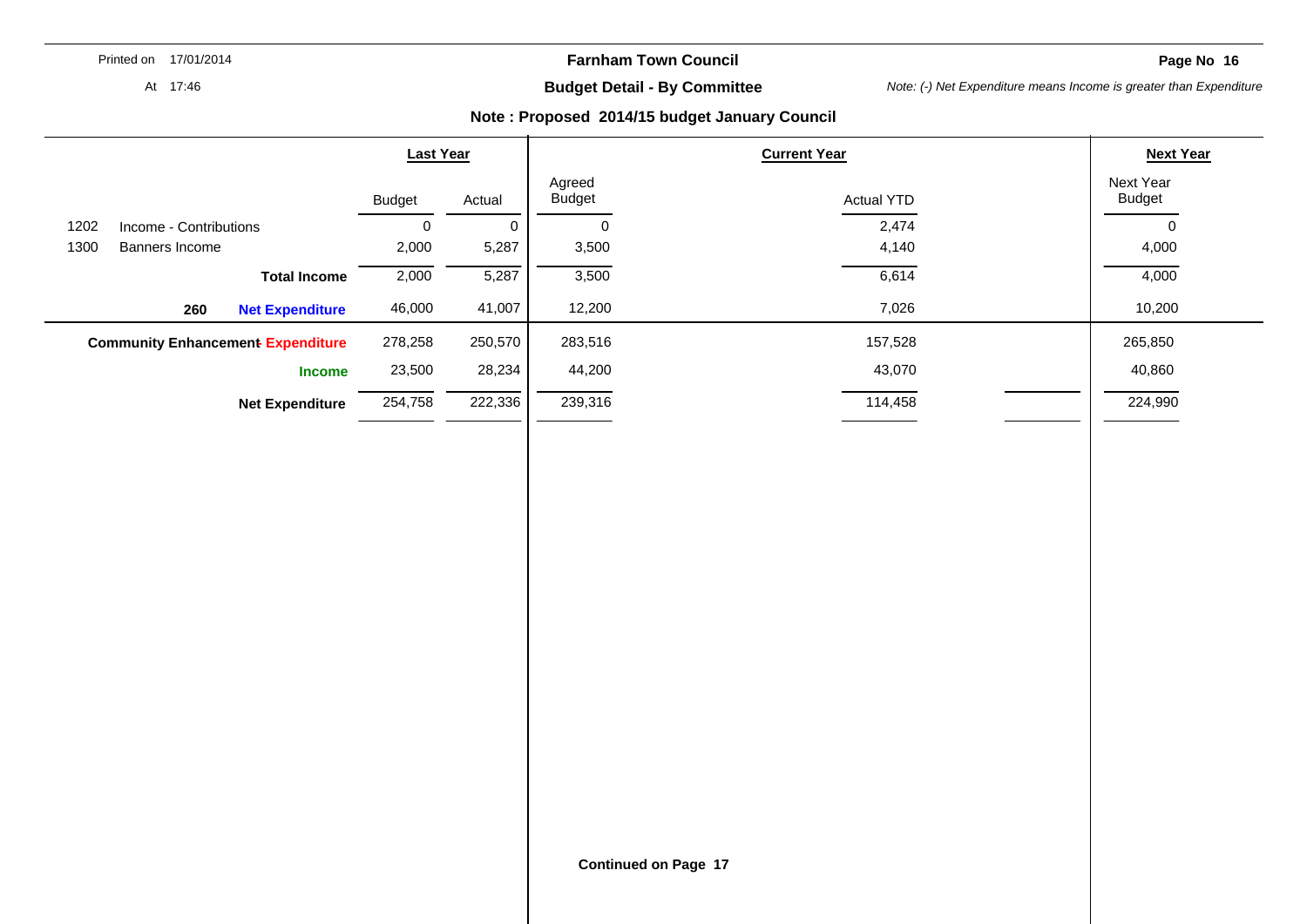**Farnham Town Council**

**Budget Detail - By Committee**

*Note: (-) Net Expenditure means Income is greater than Expenditure*

**Note : Proposed 2014/15 budget January Council**

| | | Last Year | | Current Year | | | Next Year |
|---|---|---|---|---|---|---|---|
| | | Budget | Actual | Agreed Budget | Actual YTD | | Next Year Budget |
| 1202 | Income - Contributions | 0 | 0 | 0 | 2,474 | | 0 |
| 1300 | Banners Income | 2,000 | 5,287 | 3,500 | 4,140 | | 4,000 |
| | **Total Income** | 2,000 | 5,287 | 3,500 | 6,614 | | 4,000 |
| **260** | **Net Expenditure** | 46,000 | 41,007 | 12,200 | 7,026 | | 10,200 |
| **Community Enhancement** | **Expenditure** | 278,258 | 250,570 | 283,516 | 157,528 | | 265,850 |
| | **Income** | 23,500 | 28,234 | 44,200 | 43,070 | | 40,860 |
| | **Net Expenditure** | 254,758 | 222,336 | 239,316 | 114,458 | | 224,990 |

**Continued on Page 17**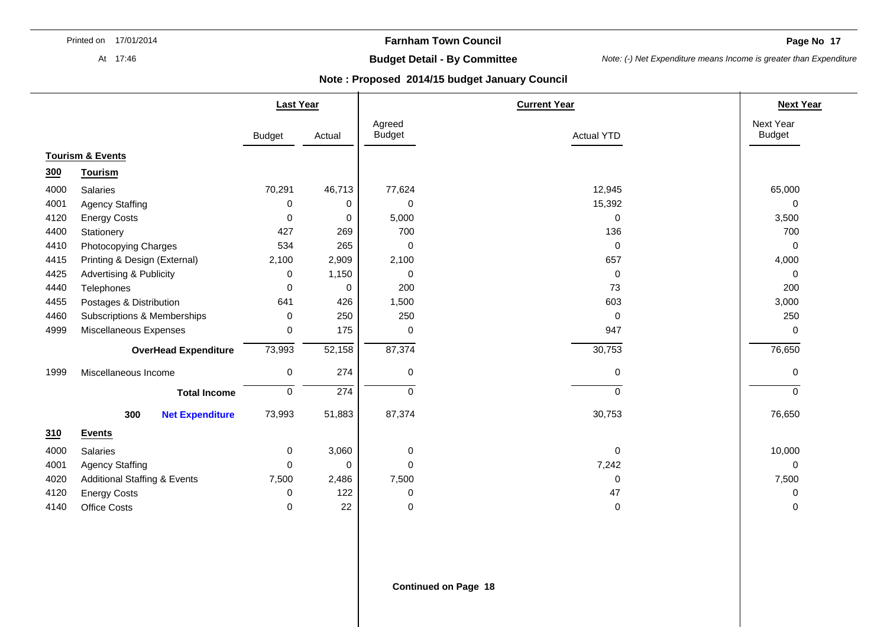**Farnham Town Council**

**Budget Detail - By Committee**

*Note: (-) Net Expenditure means Income is greater than Expenditure*

**Note : Proposed 2014/15 budget January Council**

| | | Last Year | | Current Year | | Next Year |
|---|---|---|---|---|---|---|
| | | Budget | Actual | Agreed Budget | Actual YTD | Next Year Budget |
| **Tourism & Events** | | | | | | |
| **300** | **Tourism** | | | | | |
| 4000 | Salaries | 70,291 | 46,713 | 77,624 | 12,945 | 65,000 |
| 4001 | Agency Staffing | 0 | 0 | 0 | 15,392 | 0 |
| 4120 | Energy Costs | 0 | 0 | 5,000 | 0 | 3,500 |
| 4400 | Stationery | 427 | 269 | 700 | 136 | 700 |
| 4410 | Photocopying Charges | 534 | 265 | 0 | 0 | 0 |
| 4415 | Printing & Design (External) | 2,100 | 2,909 | 2,100 | 657 | 4,000 |
| 4425 | Advertising & Publicity | 0 | 1,150 | 0 | 0 | 0 |
| 4440 | Telephones | 0 | 0 | 200 | 73 | 200 |
| 4455 | Postages & Distribution | 641 | 426 | 1,500 | 603 | 3,000 |
| 4460 | Subscriptions & Memberships | 0 | 250 | 250 | 0 | 250 |
| 4999 | Miscellaneous Expenses | 0 | 175 | 0 | 947 | 0 |
| | **OverHead Expenditure** | 73,993 | 52,158 | 87,374 | 30,753 | 76,650 |
| 1999 | Miscellaneous Income | 0 | 274 | 0 | 0 | 0 |
| | **Total Income** | 0 | 274 | 0 | 0 | 0 |
| **300** | **Net Expenditure** | 73,993 | 51,883 | 87,374 | 30,753 | 76,650 |
| **310** | **Events** | | | | | |
| 4000 | Salaries | 0 | 3,060 | 0 | 0 | 10,000 |
| 4001 | Agency Staffing | 0 | 0 | 0 | 7,242 | 0 |
| 4020 | Additional Staffing & Events | 7,500 | 2,486 | 7,500 | 0 | 7,500 |
| 4120 | Energy Costs | 0 | 122 | 0 | 47 | 0 |
| 4140 | Office Costs | 0 | 22 | 0 | 0 | 0 |

**Continued on Page 18**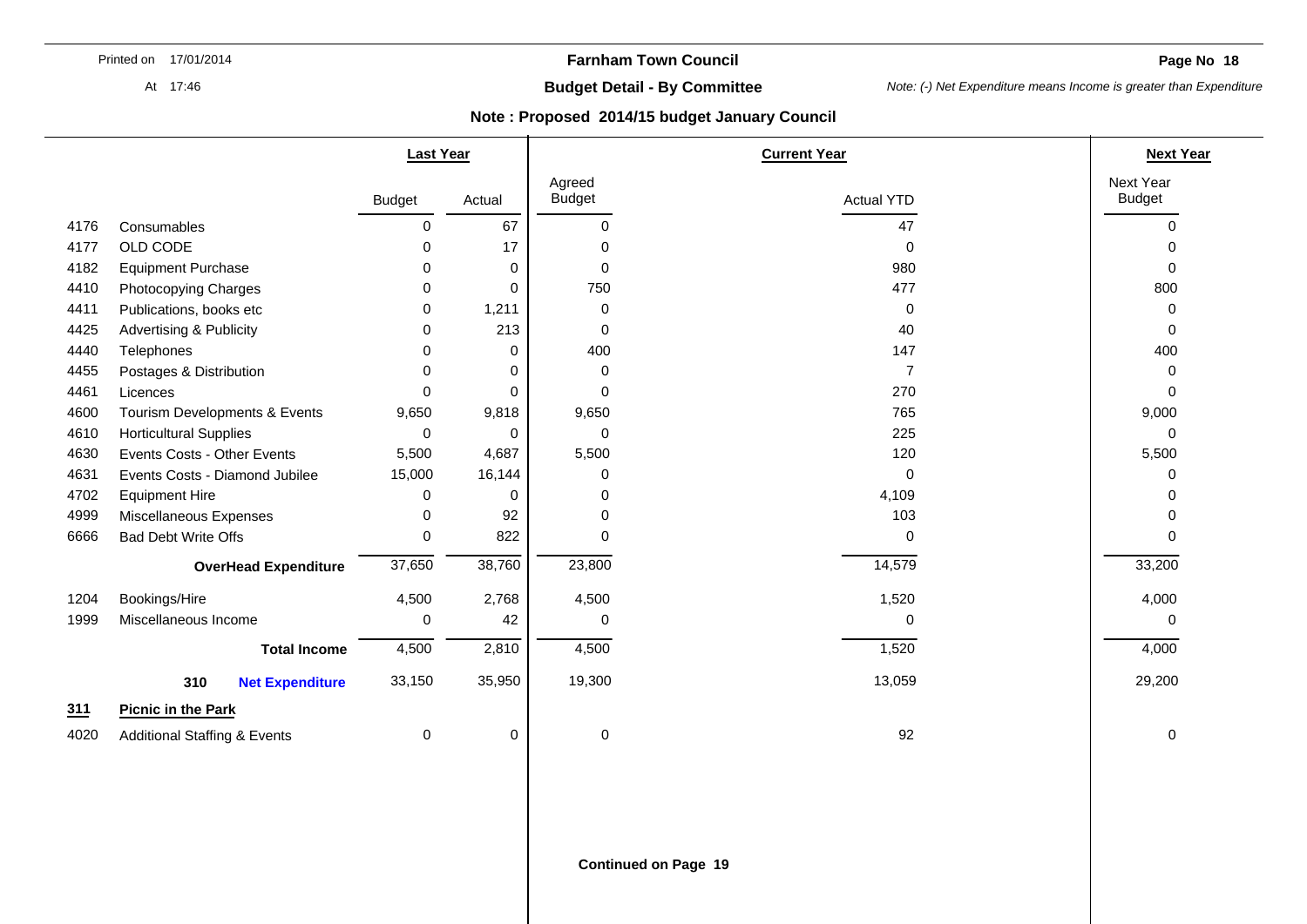**Farnham Town Council**

**Budget Detail - By Committee**

*Note: (-) Net Expenditure means Income is greater than Expenditure*

**Note : Proposed 2014/15 budget January Council**

| | | Last Year | | Current Year | | Next Year |
|---|---|---|---|---|---|---|
| | | Budget | Actual | Agreed Budget | Actual YTD | Next Year Budget |
| 4176 | Consumables | 0 | 67 | 0 | 47 | 0 |
| 4177 | OLD CODE | 0 | 17 | 0 | 0 | 0 |
| 4182 | Equipment Purchase | 0 | 0 | 0 | 980 | 0 |
| 4410 | Photocopying Charges | 0 | 0 | 750 | 477 | 800 |
| 4411 | Publications, books etc | 0 | 1,211 | 0 | 0 | 0 |
| 4425 | Advertising & Publicity | 0 | 213 | 0 | 40 | 0 |
| 4440 | Telephones | 0 | 0 | 400 | 147 | 400 |
| 4455 | Postages & Distribution | 0 | 0 | 0 | 7 | 0 |
| 4461 | Licences | 0 | 0 | 0 | 270 | 0 |
| 4600 | Tourism Developments & Events | 9,650 | 9,818 | 9,650 | 765 | 9,000 |
| 4610 | Horticultural Supplies | 0 | 0 | 0 | 225 | 0 |
| 4630 | Events Costs - Other Events | 5,500 | 4,687 | 5,500 | 120 | 5,500 |
| 4631 | Events Costs - Diamond Jubilee | 15,000 | 16,144 | 0 | 0 | 0 |
| 4702 | Equipment Hire | 0 | 0 | 0 | 4,109 | 0 |
| 4999 | Miscellaneous Expenses | 0 | 92 | 0 | 103 | 0 |
| 6666 | Bad Debt Write Offs | 0 | 822 | 0 | 0 | 0 |
| | **OverHead Expenditure** | 37,650 | 38,760 | 23,800 | 14,579 | 33,200 |
| 1204 | Bookings/Hire | 4,500 | 2,768 | 4,500 | 1,520 | 4,000 |
| 1999 | Miscellaneous Income | 0 | 42 | 0 | 0 | 0 |
| | **Total Income** | 4,500 | 2,810 | 4,500 | 1,520 | 4,000 |
| | **310 Net Expenditure** | 33,150 | 35,950 | 19,300 | 13,059 | 29,200 |
| **311** | **Picnic in the Park** | | | | | |
| 4020 | Additional Staffing & Events | 0 | 0 | 0 | 92 | 0 |

**Continued on Page 19**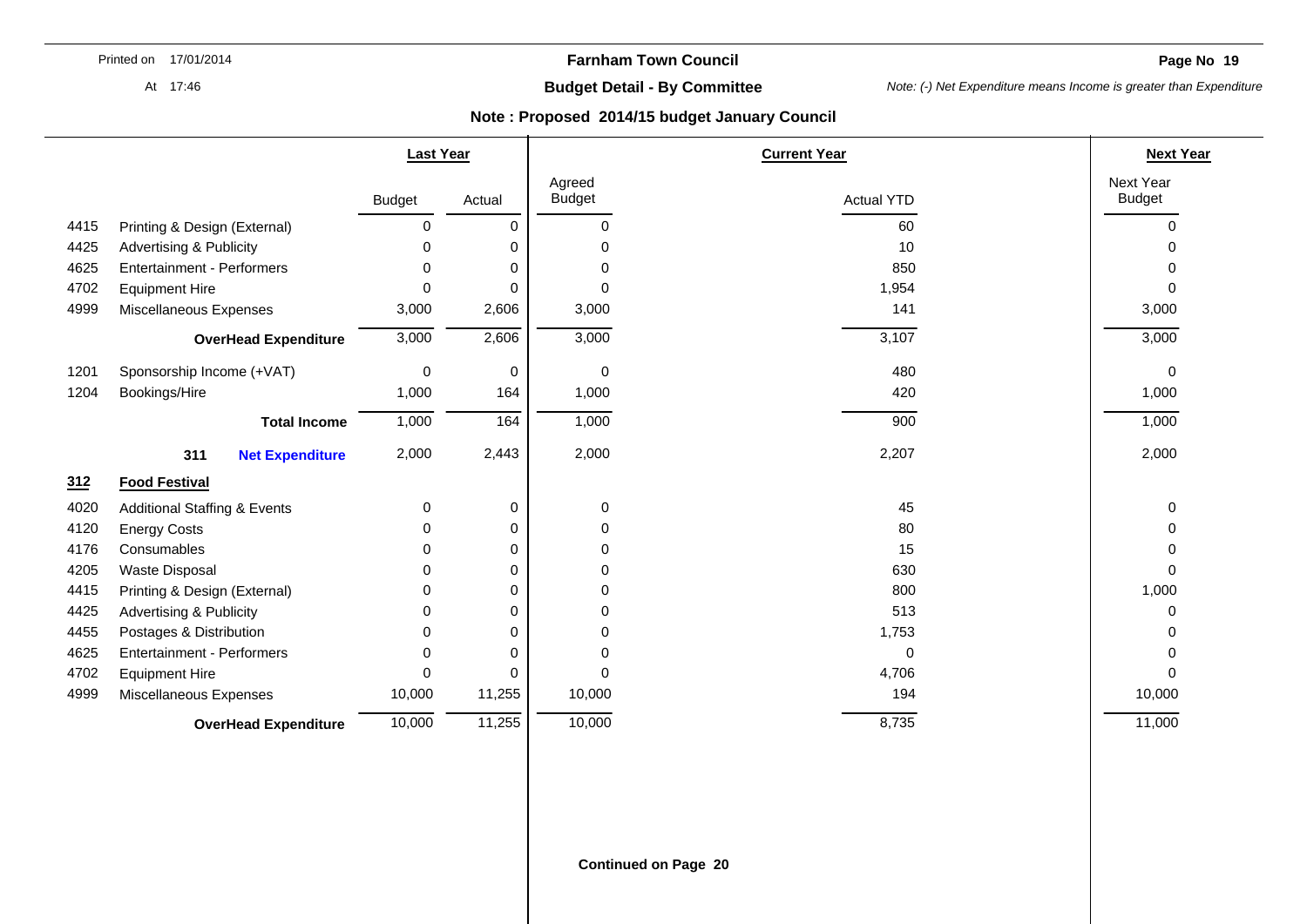**Farnham Town Council**

**Budget Detail - By Committee**

*Note: (-) Net Expenditure means Income is greater than Expenditure*

**Note : Proposed 2014/15 budget January Council**

| | | Last Year | | Current Year | | Next Year |
|---|---|---|---|---|---|---|
| | | Budget | Actual | Agreed Budget | Actual YTD | Next Year Budget |
| 4415 | Printing & Design (External) | 0 | 0 | 0 | 60 | 0 |
| 4425 | Advertising & Publicity | 0 | 0 | 0 | 10 | 0 |
| 4625 | Entertainment - Performers | 0 | 0 | 0 | 850 | 0 |
| 4702 | Equipment Hire | 0 | 0 | 0 | 1,954 | 0 |
| 4999 | Miscellaneous Expenses | 3,000 | 2,606 | 3,000 | 141 | 3,000 |
| | **OverHead Expenditure** | 3,000 | 2,606 | 3,000 | 3,107 | 3,000 |
| 1201 | Sponsorship Income (+VAT) | 0 | 0 | 0 | 480 | 0 |
| 1204 | Bookings/Hire | 1,000 | 164 | 1,000 | 420 | 1,000 |
| | **Total Income** | 1,000 | 164 | 1,000 | 900 | 1,000 |
| | **311 Net Expenditure** | 2,000 | 2,443 | 2,000 | 2,207 | 2,000 |
| **312** | **Food Festival** | | | | | |
| 4020 | Additional Staffing & Events | 0 | 0 | 0 | 45 | 0 |
| 4120 | Energy Costs | 0 | 0 | 0 | 80 | 0 |
| 4176 | Consumables | 0 | 0 | 0 | 15 | 0 |
| 4205 | Waste Disposal | 0 | 0 | 0 | 630 | 0 |
| 4415 | Printing & Design (External) | 0 | 0 | 0 | 800 | 1,000 |
| 4425 | Advertising & Publicity | 0 | 0 | 0 | 513 | 0 |
| 4455 | Postages & Distribution | 0 | 0 | 0 | 1,753 | 0 |
| 4625 | Entertainment - Performers | 0 | 0 | 0 | 0 | 0 |
| 4702 | Equipment Hire | 0 | 0 | 0 | 4,706 | 0 |
| 4999 | Miscellaneous Expenses | 10,000 | 11,255 | 10,000 | 194 | 10,000 |
| | **OverHead Expenditure** | 10,000 | 11,255 | 10,000 | 8,735 | 11,000 |

**Continued on Page 20**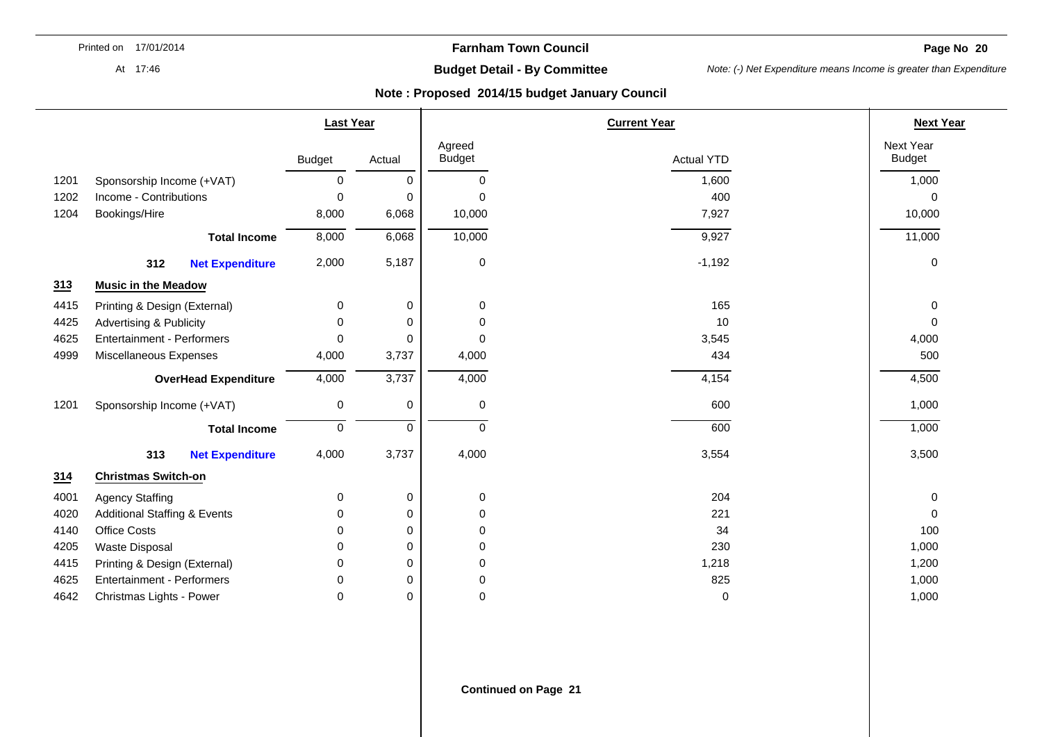**Farnham Town Council**

**Budget Detail - By Committee**

*Note: (-) Net Expenditure means Income is greater than Expenditure*

**Note : Proposed 2014/15 budget January Council**

| | | Last Year | | Current Year | | Next Year |
|---|---|---|---|---|---|---|
| | | Budget | Actual | Agreed Budget | Actual YTD | Next Year Budget |
| 1201 | Sponsorship Income (+VAT) | 0 | 0 | 0 | 1,600 | 1,000 |
| 1202 | Income - Contributions | 0 | 0 | 0 | 400 | 0 |
| 1204 | Bookings/Hire | 8,000 | 6,068 | 10,000 | 7,927 | 10,000 |
| | **Total Income** | 8,000 | 6,068 | 10,000 | 9,927 | 11,000 |
| | **312 Net Expenditure** | 2,000 | 5,187 | 0 | -1,192 | 0 |
| **313** | **Music in the Meadow** | | | | | |
| 4415 | Printing & Design (External) | 0 | 0 | 0 | 165 | 0 |
| 4425 | Advertising & Publicity | 0 | 0 | 0 | 10 | 0 |
| 4625 | Entertainment - Performers | 0 | 0 | 0 | 3,545 | 4,000 |
| 4999 | Miscellaneous Expenses | 4,000 | 3,737 | 4,000 | 434 | 500 |
| | **OverHead Expenditure** | 4,000 | 3,737 | 4,000 | 4,154 | 4,500 |
| 1201 | Sponsorship Income (+VAT) | 0 | 0 | 0 | 600 | 1,000 |
| | **Total Income** | 0 | 0 | 0 | 600 | 1,000 |
| | **313 Net Expenditure** | 4,000 | 3,737 | 4,000 | 3,554 | 3,500 |
| **314** | **Christmas Switch-on** | | | | | |
| 4001 | Agency Staffing | 0 | 0 | 0 | 204 | 0 |
| 4020 | Additional Staffing & Events | 0 | 0 | 0 | 221 | 0 |
| 4140 | Office Costs | 0 | 0 | 0 | 34 | 100 |
| 4205 | Waste Disposal | 0 | 0 | 0 | 230 | 1,000 |
| 4415 | Printing & Design (External) | 0 | 0 | 0 | 1,218 | 1,200 |
| 4625 | Entertainment - Performers | 0 | 0 | 0 | 825 | 1,000 |
| 4642 | Christmas Lights - Power | 0 | 0 | 0 | 0 | 1,000 |

**Continued on Page 21**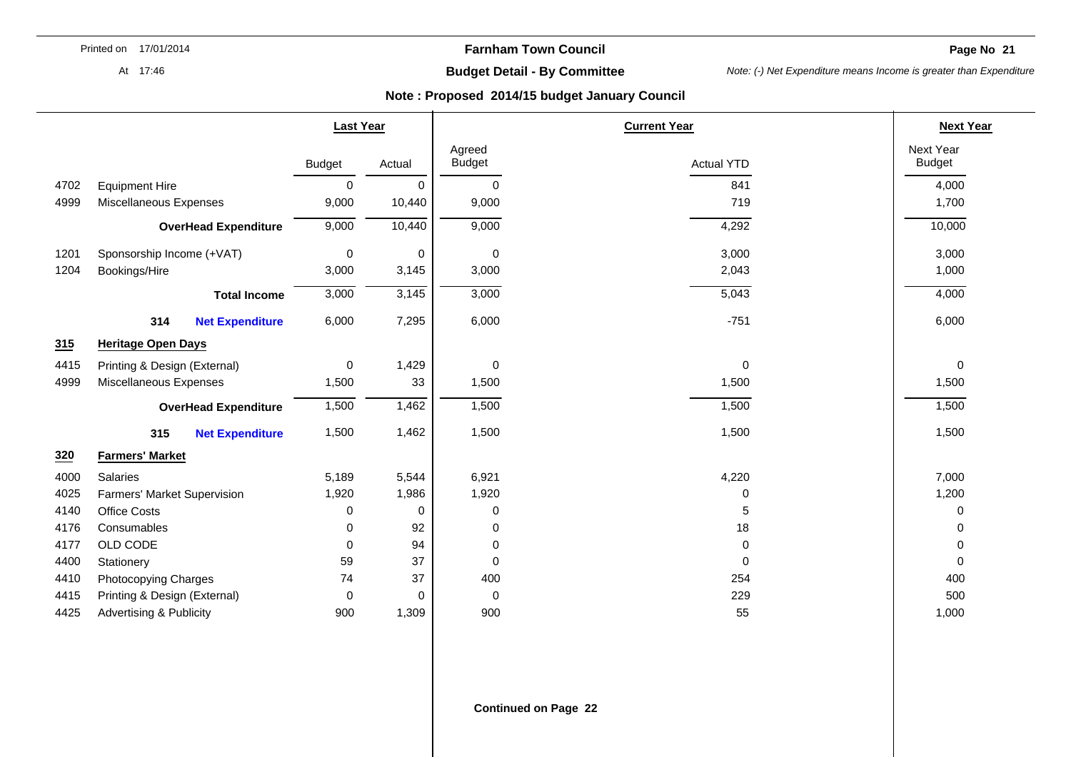**Farnham Town Council**

**Budget Detail - By Committee**

*Note: (-) Net Expenditure means Income is greater than Expenditure*

**Note : Proposed 2014/15 budget January Council**

| | | Last Year | | Current Year | | Next Year |
|---|---|---|---|---|---|---|
| | | Budget | Actual | Agreed Budget | Actual YTD | Next Year Budget |
| 4702 | Equipment Hire | 0 | 0 | 0 | 841 | 4,000 |
| 4999 | Miscellaneous Expenses | 9,000 | 10,440 | 9,000 | 719 | 1,700 |
| | **OverHead Expenditure** | 9,000 | 10,440 | 9,000 | 4,292 | 10,000 |
| 1201 | Sponsorship Income (+VAT) | 0 | 0 | 0 | 3,000 | 3,000 |
| 1204 | Bookings/Hire | 3,000 | 3,145 | 3,000 | 2,043 | 1,000 |
| | **Total Income** | 3,000 | 3,145 | 3,000 | 5,043 | 4,000 |
| | **314 Net Expenditure** | 6,000 | 7,295 | 6,000 | -751 | 6,000 |
| **315** | **Heritage Open Days** | | | | | |
| 4415 | Printing & Design (External) | 0 | 1,429 | 0 | 0 | 0 |
| 4999 | Miscellaneous Expenses | 1,500 | 33 | 1,500 | 1,500 | 1,500 |
| | **OverHead Expenditure** | 1,500 | 1,462 | 1,500 | 1,500 | 1,500 |
| | **315 Net Expenditure** | 1,500 | 1,462 | 1,500 | 1,500 | 1,500 |
| **320** | **Farmers' Market** | | | | | |
| 4000 | Salaries | 5,189 | 5,544 | 6,921 | 4,220 | 7,000 |
| 4025 | Farmers' Market Supervision | 1,920 | 1,986 | 1,920 | 0 | 1,200 |
| 4140 | Office Costs | 0 | 0 | 0 | 5 | 0 |
| 4176 | Consumables | 0 | 92 | 0 | 18 | 0 |
| 4177 | OLD CODE | 0 | 94 | 0 | 0 | 0 |
| 4400 | Stationery | 59 | 37 | 0 | 0 | 0 |
| 4410 | Photocopying Charges | 74 | 37 | 400 | 254 | 400 |
| 4415 | Printing & Design (External) | 0 | 0 | 0 | 229 | 500 |
| 4425 | Advertising & Publicity | 900 | 1,309 | 900 | 55 | 1,000 |

**Continued on Page 22**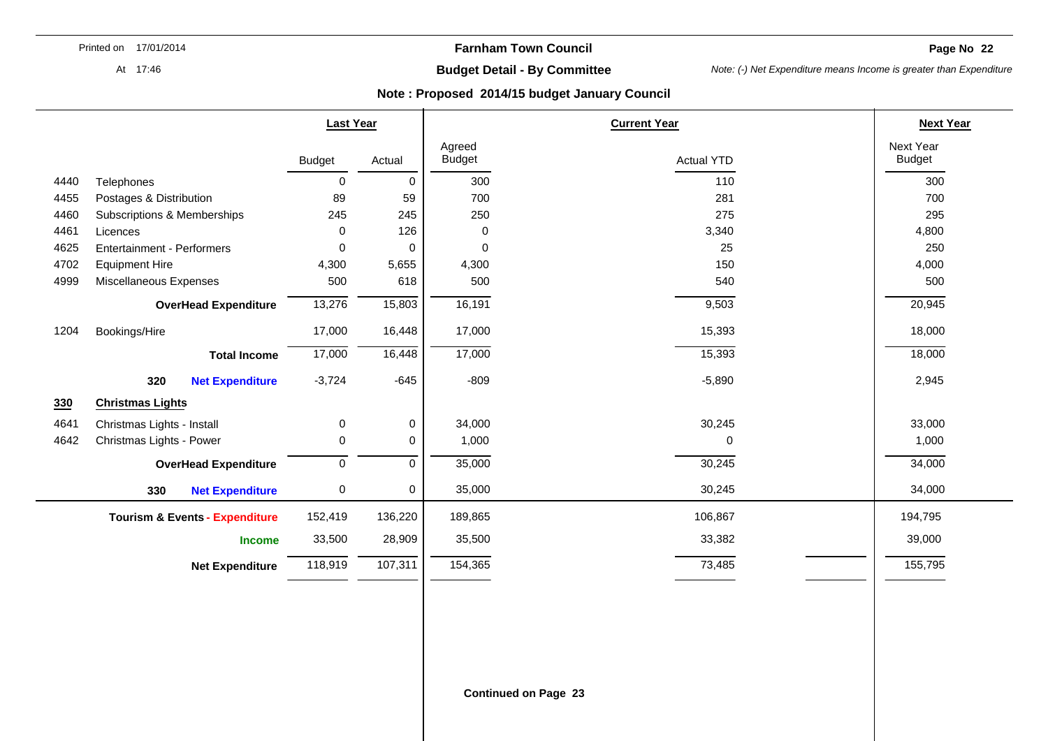Printed on 17/01/2014

At 17:46

# Farnham Town Council

## Budget Detail - By Committee

*Note: (-) Net Expenditure means Income is greater than Expenditure*

### Note : Proposed 2014/15 budget January Council

| | | Last Year | | Current Year | | Next Year |
|---|---|---|---|---|---|---|
| | | Budget | Actual | Agreed Budget | Actual YTD | Next Year Budget |
| 4440 | Telephones | 0 | 0 | 300 | 110 | 300 |
| 4455 | Postages & Distribution | 89 | 59 | 700 | 281 | 700 |
| 4460 | Subscriptions & Memberships | 245 | 245 | 250 | 275 | 295 |
| 4461 | Licences | 0 | 126 | 0 | 3,340 | 4,800 |
| 4625 | Entertainment - Performers | 0 | 0 | 0 | 25 | 250 |
| 4702 | Equipment Hire | 4,300 | 5,655 | 4,300 | 150 | 4,000 |
| 4999 | Miscellaneous Expenses | 500 | 618 | 500 | 540 | 500 |
| | **OverHead Expenditure** | 13,276 | 15,803 | 16,191 | 9,503 | 20,945 |
| 1204 | Bookings/Hire | 17,000 | 16,448 | 17,000 | 15,393 | 18,000 |
| | **Total Income** | 17,000 | 16,448 | 17,000 | 15,393 | 18,000 |
| | **320 Net Expenditure** | -3,724 | -645 | -809 | -5,890 | 2,945 |
| **330** | **Christmas Lights** | | | | | |
| 4641 | Christmas Lights - Install | 0 | 0 | 34,000 | 30,245 | 33,000 |
| 4642 | Christmas Lights - Power | 0 | 0 | 1,000 | 0 | 1,000 |
| | **OverHead Expenditure** | 0 | 0 | 35,000 | 30,245 | 34,000 |
| | **330 Net Expenditure** | 0 | 0 | 35,000 | 30,245 | 34,000 |
| | **Tourism & Events - Expenditure** | 152,419 | 136,220 | 189,865 | 106,867 | 194,795 |
| | **Income** | 33,500 | 28,909 | 35,500 | 33,382 | 39,000 |
| | **Net Expenditure** | 118,919 | 107,311 | 154,365 | 73,485 | 155,795 |

**Continued on Page 23**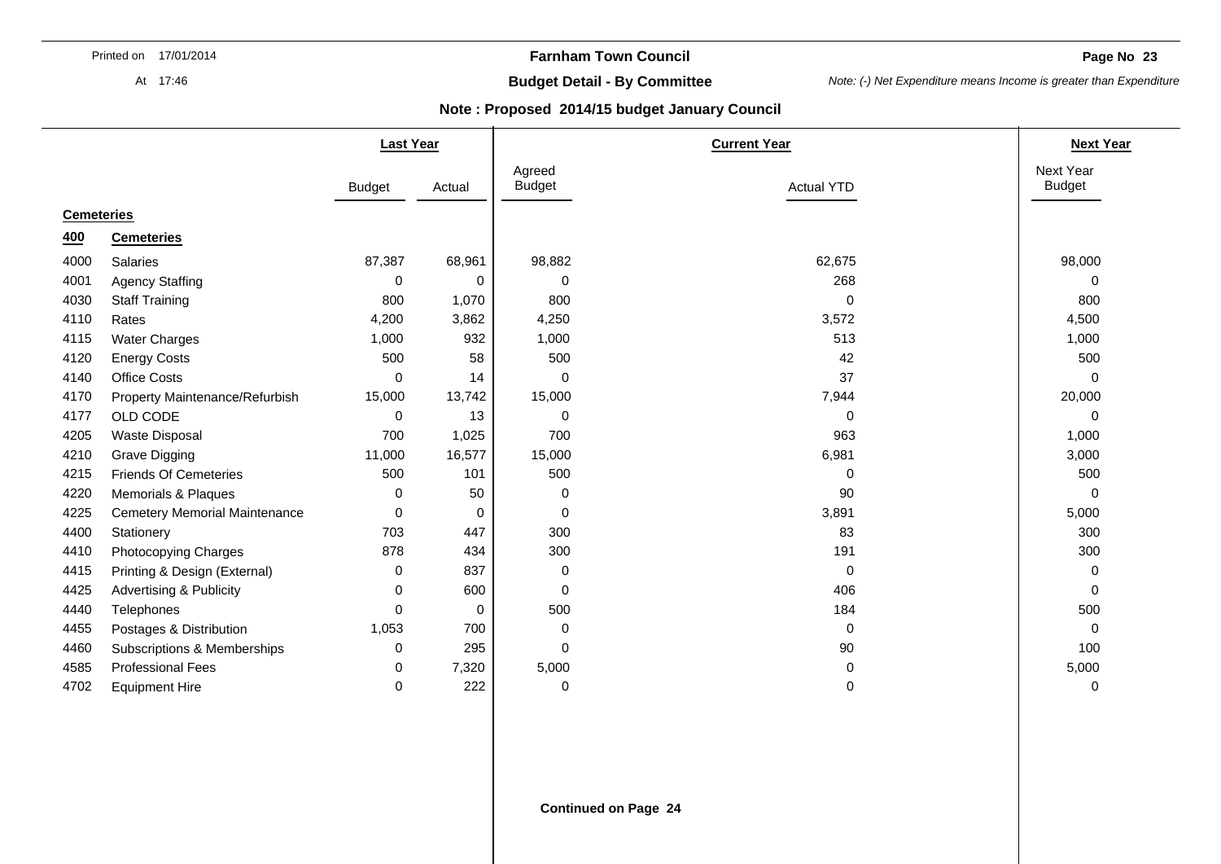**Farnham Town Council**

**Budget Detail - By Committee**

*Note: (-) Net Expenditure means Income is greater than Expenditure*

**Note : Proposed 2014/15 budget January Council**

| | | Last Year | | Current Year | | Next Year |
|---|---|---|---|---|---|---|
| | | Budget | Actual | Agreed Budget | Actual YTD | Next Year Budget |
| **Cemeteries** | | | | | | |
| **400** | **Cemeteries** | | | | | |
| 4000 | Salaries | 87,387 | 68,961 | 98,882 | 62,675 | 98,000 |
| 4001 | Agency Staffing | 0 | 0 | 0 | 268 | 0 |
| 4030 | Staff Training | 800 | 1,070 | 800 | 0 | 800 |
| 4110 | Rates | 4,200 | 3,862 | 4,250 | 3,572 | 4,500 |
| 4115 | Water Charges | 1,000 | 932 | 1,000 | 513 | 1,000 |
| 4120 | Energy Costs | 500 | 58 | 500 | 42 | 500 |
| 4140 | Office Costs | 0 | 14 | 0 | 37 | 0 |
| 4170 | Property Maintenance/Refurbish | 15,000 | 13,742 | 15,000 | 7,944 | 20,000 |
| 4177 | OLD CODE | 0 | 13 | 0 | 0 | 0 |
| 4205 | Waste Disposal | 700 | 1,025 | 700 | 963 | 1,000 |
| 4210 | Grave Digging | 11,000 | 16,577 | 15,000 | 6,981 | 3,000 |
| 4215 | Friends Of Cemeteries | 500 | 101 | 500 | 0 | 500 |
| 4220 | Memorials & Plaques | 0 | 50 | 0 | 90 | 0 |
| 4225 | Cemetery Memorial Maintenance | 0 | 0 | 0 | 3,891 | 5,000 |
| 4400 | Stationery | 703 | 447 | 300 | 83 | 300 |
| 4410 | Photocopying Charges | 878 | 434 | 300 | 191 | 300 |
| 4415 | Printing & Design (External) | 0 | 837 | 0 | 0 | 0 |
| 4425 | Advertising & Publicity | 0 | 600 | 0 | 406 | 0 |
| 4440 | Telephones | 0 | 0 | 500 | 184 | 500 |
| 4455 | Postages & Distribution | 1,053 | 700 | 0 | 0 | 0 |
| 4460 | Subscriptions & Memberships | 0 | 295 | 0 | 90 | 100 |
| 4585 | Professional Fees | 0 | 7,320 | 5,000 | 0 | 5,000 |
| 4702 | Equipment Hire | 0 | 222 | 0 | 0 | 0 |

**Continued on Page 24**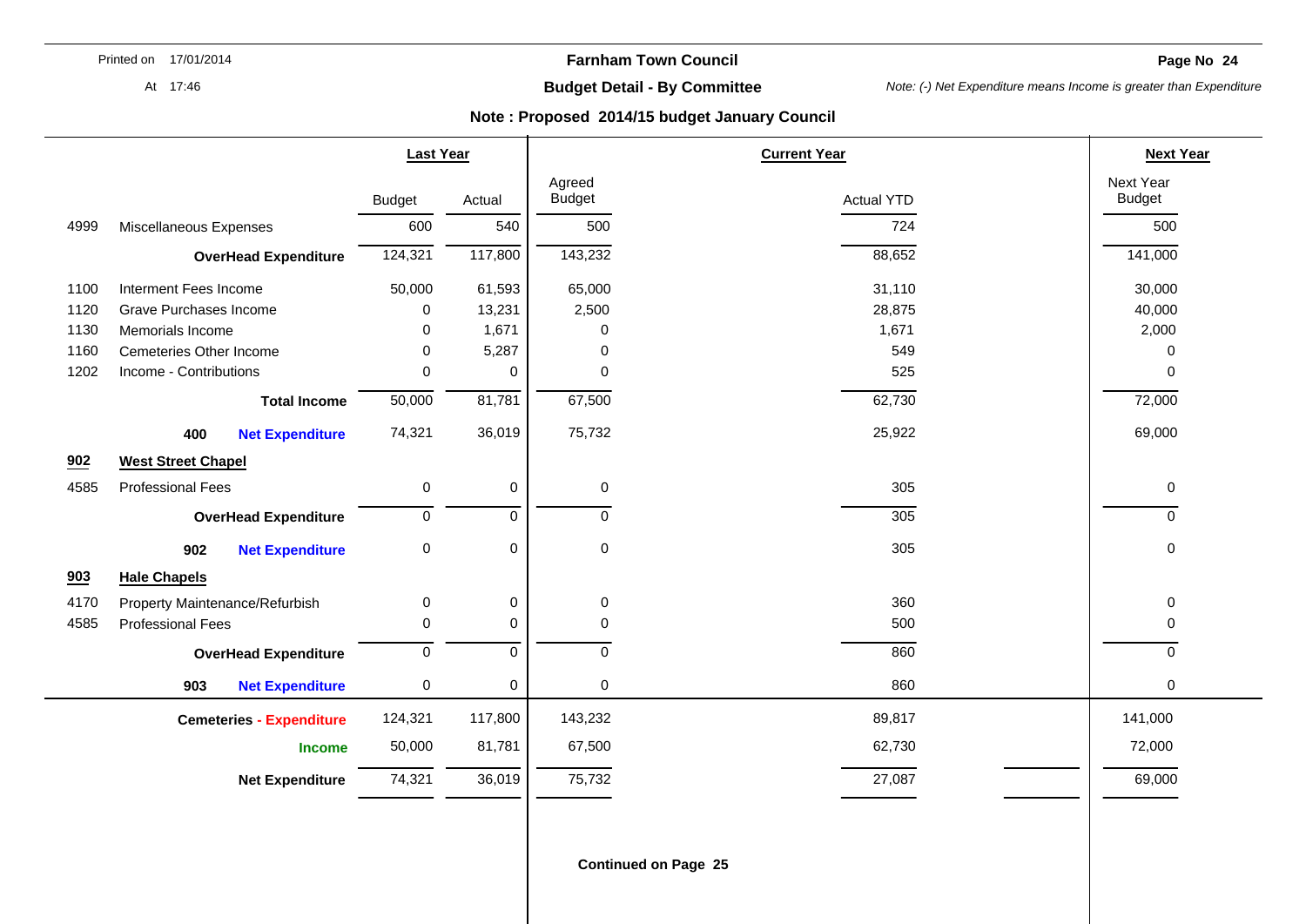**Farnham Town Council**

**Budget Detail - By Committee**

*Note: (-) Net Expenditure means Income is greater than Expenditure*

**Note : Proposed 2014/15 budget January Council**

| | | Last Year | | Current Year | | Next Year |
|---|---|---|---|---|---|---|
| | | Budget | Actual | Agreed Budget | Actual YTD | Next Year Budget |
| 4999 | Miscellaneous Expenses | 600 | 540 | 500 | 724 | 500 |
| | **OverHead Expenditure** | 124,321 | 117,800 | 143,232 | 88,652 | 141,000 |
| 1100 | Interment Fees Income | 50,000 | 61,593 | 65,000 | 31,110 | 30,000 |
| 1120 | Grave Purchases Income | 0 | 13,231 | 2,500 | 28,875 | 40,000 |
| 1130 | Memorials Income | 0 | 1,671 | 0 | 1,671 | 2,000 |
| 1160 | Cemeteries Other Income | 0 | 5,287 | 0 | 549 | 0 |
| 1202 | Income - Contributions | 0 | 0 | 0 | 525 | 0 |
| | **Total Income** | 50,000 | 81,781 | 67,500 | 62,730 | 72,000 |
| | **400 Net Expenditure** | 74,321 | 36,019 | 75,732 | 25,922 | 69,000 |
| **902** | **West Street Chapel** | | | | | |
| 4585 | Professional Fees | 0 | 0 | 0 | 305 | 0 |
| | **OverHead Expenditure** | 0 | 0 | 0 | 305 | 0 |
| | **902 Net Expenditure** | 0 | 0 | 0 | 305 | 0 |
| **903** | **Hale Chapels** | | | | | |
| 4170 | Property Maintenance/Refurbish | 0 | 0 | 0 | 360 | 0 |
| 4585 | Professional Fees | 0 | 0 | 0 | 500 | 0 |
| | **OverHead Expenditure** | 0 | 0 | 0 | 860 | 0 |
| | **903 Net Expenditure** | 0 | 0 | 0 | 860 | 0 |
| | **Cemeteries - Expenditure** | 124,321 | 117,800 | 143,232 | 89,817 | 141,000 |
| | **Income** | 50,000 | 81,781 | 67,500 | 62,730 | 72,000 |
| | **Net Expenditure** | 74,321 | 36,019 | 75,732 | 27,087 | 69,000 |

**Continued on Page 25**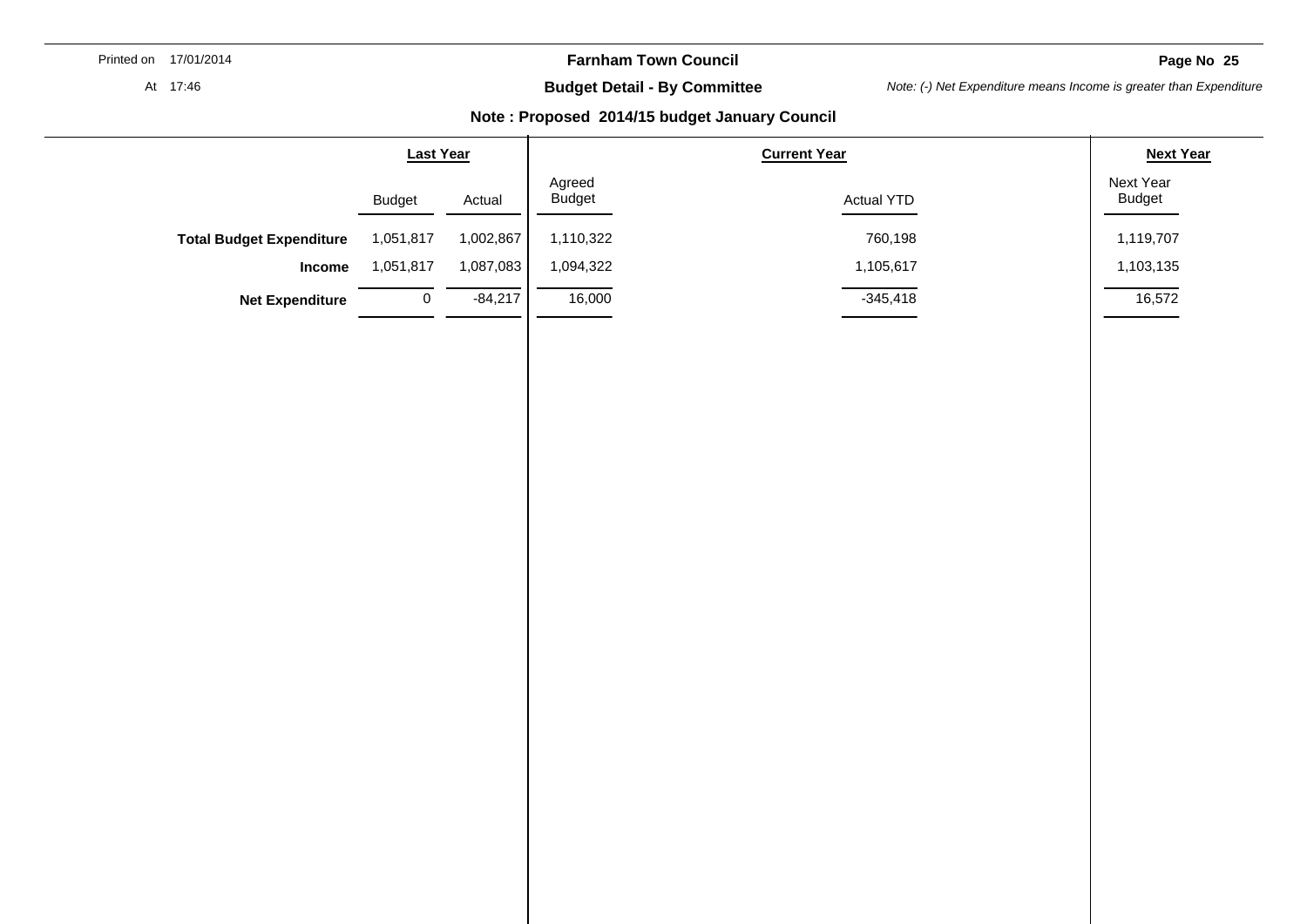**Farnham Town Council**

**Budget Detail - By Committee**

*Note: (-) Net Expenditure means Income is greater than Expenditure*

**Note : Proposed 2014/15 budget January Council**

| | Last Year | | Current Year | | Next Year |
|---|---|---|---|---|---|
| | Budget | Actual | Agreed Budget | Actual YTD | Next Year Budget |
| **Total Budget Expenditure** | 1,051,817 | 1,002,867 | 1,110,322 | 760,198 | 1,119,707 |
| **Income** | 1,051,817 | 1,087,083 | 1,094,322 | 1,105,617 | 1,103,135 |
| **Net Expenditure** | 0 | -84,217 | 16,000 | -345,418 | 16,572 |